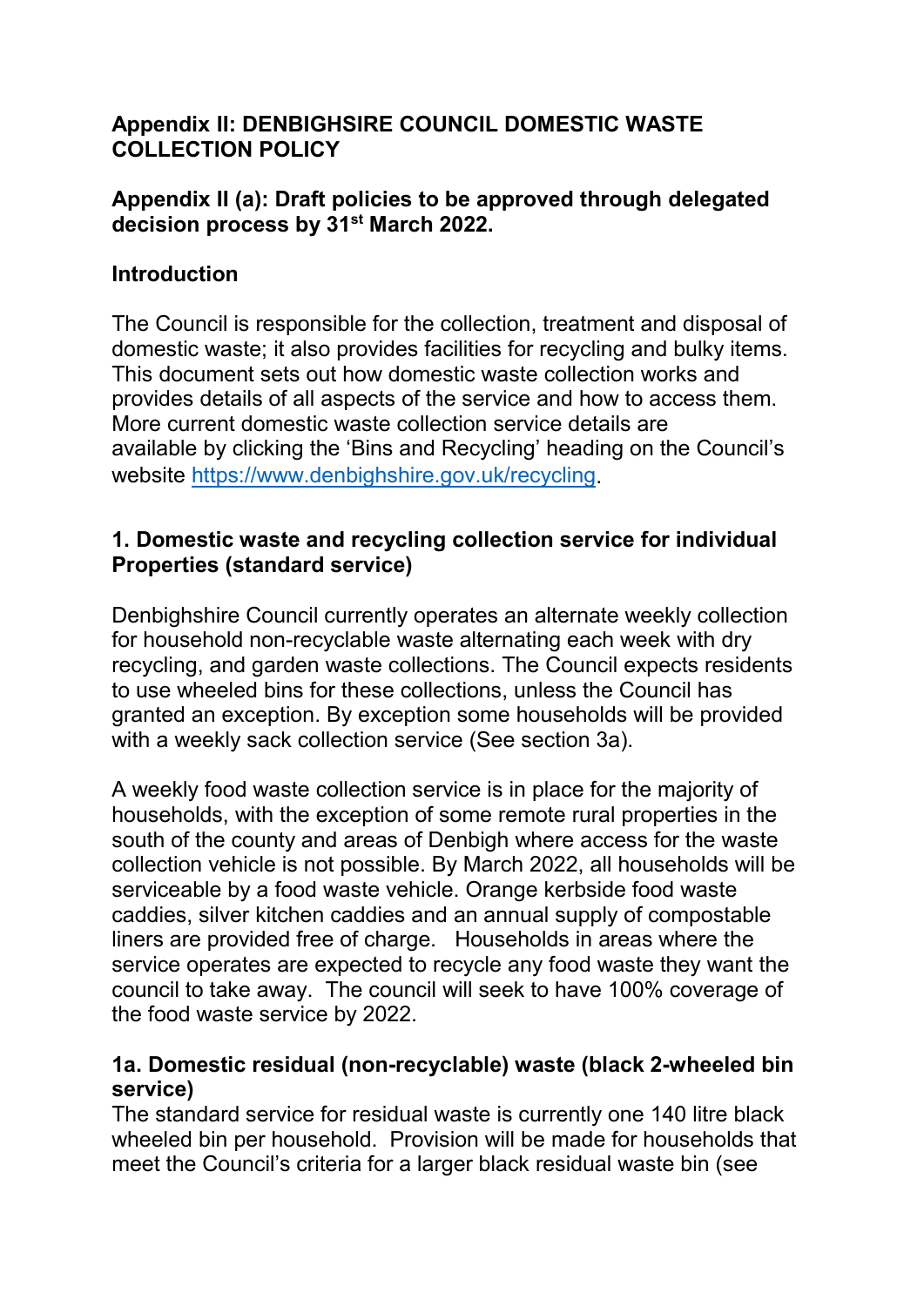# Appendix II: DENBIGHSHIRE COUNCIL DOMESTIC WASTE COLLECTION POLICY

## Appendix II (a): Draft policies to be approved through delegated decision process by 31st March 2022.

## Introduction

The Council is responsible for the collection, treatment and disposal of domestic waste; it also provides facilities for recycling and bulky items. This document sets out how domestic waste collection works and provides details of all aspects of the service and how to access them. More current domestic waste collection service details are available by clicking the 'Bins and Recycling' heading on the Council's website https://www.denbighshire.gov.uk/recycling.

## 1. Domestic waste and recycling collection service for individual Properties (standard service)

Denbighshire Council currently operates an alternate weekly collection for household non-recyclable waste alternating each week with dry recycling, and garden waste collections. The Council expects residents to use wheeled bins for these collections, unless the Council has granted an exception. By exception some households will be provided with a weekly sack collection service (See section 3a).

A weekly food waste collection service is in place for the majority of households, with the exception of some remote rural properties in the south of the county and areas of Denbigh where access for the waste collection vehicle is not possible. By March 2022, all households will be serviceable by a food waste vehicle. Orange kerbside food waste caddies, silver kitchen caddies and an annual supply of compostable liners are provided free of charge. Households in areas where the service operates are expected to recycle any food waste they want the council to take away. The council will seek to have 100% coverage of the food waste service by 2022.

### 1a. Domestic residual (non-recyclable) waste (black 2-wheeled bin service)

The standard service for residual waste is currently one 140 litre black wheeled bin per household. Provision will be made for households that meet the Council's criteria for a larger black residual waste bin (see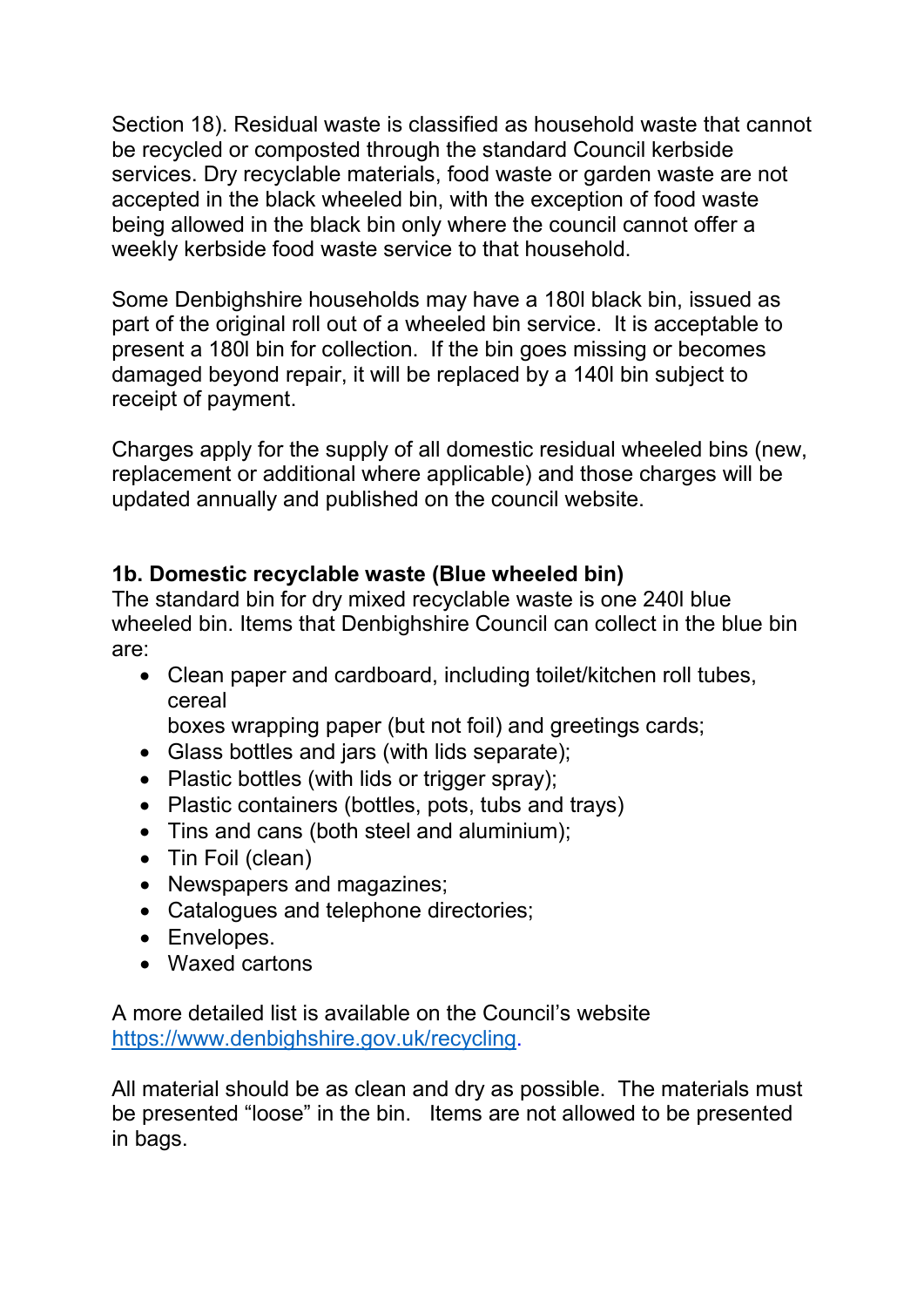Section 18). Residual waste is classified as household waste that cannot be recycled or composted through the standard Council kerbside services. Dry recyclable materials, food waste or garden waste are not accepted in the black wheeled bin, with the exception of food waste being allowed in the black bin only where the council cannot offer a weekly kerbside food waste service to that household.

Some Denbighshire households may have a 180l black bin, issued as part of the original roll out of a wheeled bin service. It is acceptable to present a 180l bin for collection. If the bin goes missing or becomes damaged beyond repair, it will be replaced by a 140l bin subject to receipt of payment.

Charges apply for the supply of all domestic residual wheeled bins (new, replacement or additional where applicable) and those charges will be updated annually and published on the council website.

### 1b. Domestic recyclable waste (Blue wheeled bin)

The standard bin for dry mixed recyclable waste is one 240l blue wheeled bin. Items that Denbighshire Council can collect in the blue bin are:

- Clean paper and cardboard, including toilet/kitchen roll tubes, cereal boxes wrapping paper (but not foil) and greetings cards;
- Glass bottles and jars (with lids separate);
- Plastic bottles (with lids or trigger spray);
- Plastic containers (bottles, pots, tubs and trays)
- Tins and cans (both steel and aluminium);
- Tin Foil (clean)
- Newspapers and magazines;
- Catalogues and telephone directories;
- Envelopes.
- Waxed cartons

A more detailed list is available on the Council's website [https://www.denbighshire.gov.uk/recycling](https://www.denbighshire.gov.uk/recycling).

All material should be as clean and dry as possible. The materials must be presented "loose" in the bin. Items are not allowed to be presented in bags.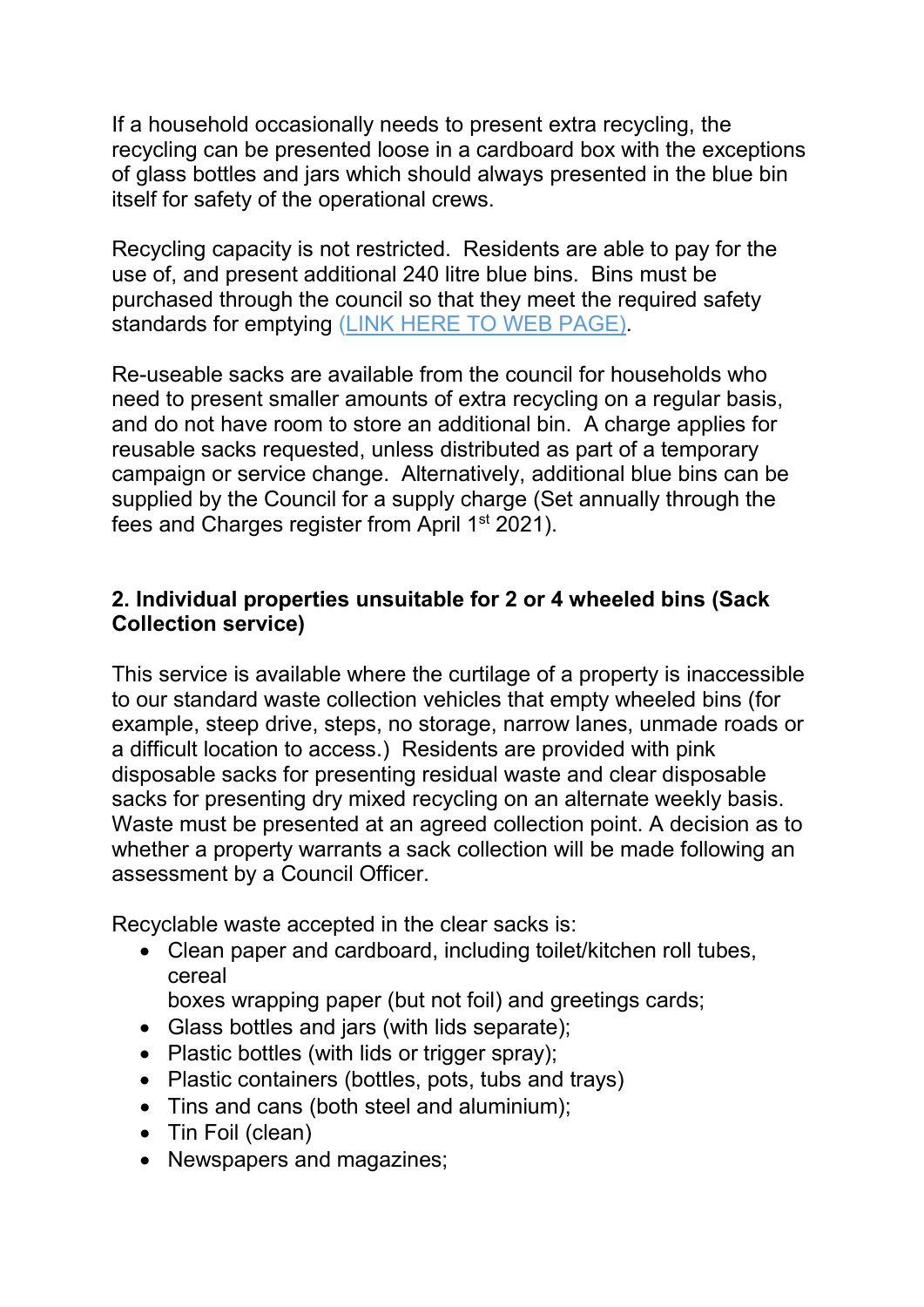If a household occasionally needs to present extra recycling, the recycling can be presented loose in a cardboard box with the exceptions of glass bottles and jars which should always presented in the blue bin itself for safety of the operational crews.

Recycling capacity is not restricted. Residents are able to pay for the use of, and present additional 240 litre blue bins. Bins must be purchased through the council so that they meet the required safety standards for emptying (LINK HERE TO WEB PAGE).

Re-useable sacks are available from the council for households who need to present smaller amounts of extra recycling on a regular basis, and do not have room to store an additional bin. A charge applies for reusable sacks requested, unless distributed as part of a temporary campaign or service change. Alternatively, additional blue bins can be supplied by the Council for a supply charge (Set annually through the fees and Charges register from April 1st 2021).

**2. Individual properties unsuitable for 2 or 4 wheeled bins (Sack Collection service)**

This service is available where the curtilage of a property is inaccessible to our standard waste collection vehicles that empty wheeled bins (for example, steep drive, steps, no storage, narrow lanes, unmade roads or a difficult location to access.) Residents are provided with pink disposable sacks for presenting residual waste and clear disposable sacks for presenting dry mixed recycling on an alternate weekly basis. Waste must be presented at an agreed collection point. A decision as to whether a property warrants a sack collection will be made following an assessment by a Council Officer.

Recyclable waste accepted in the clear sacks is:

- Clean paper and cardboard, including toilet/kitchen roll tubes, cereal boxes wrapping paper (but not foil) and greetings cards;
- Glass bottles and jars (with lids separate);
- Plastic bottles (with lids or trigger spray);
- Plastic containers (bottles, pots, tubs and trays)
- Tins and cans (both steel and aluminium);
- Tin Foil (clean)
- Newspapers and magazines;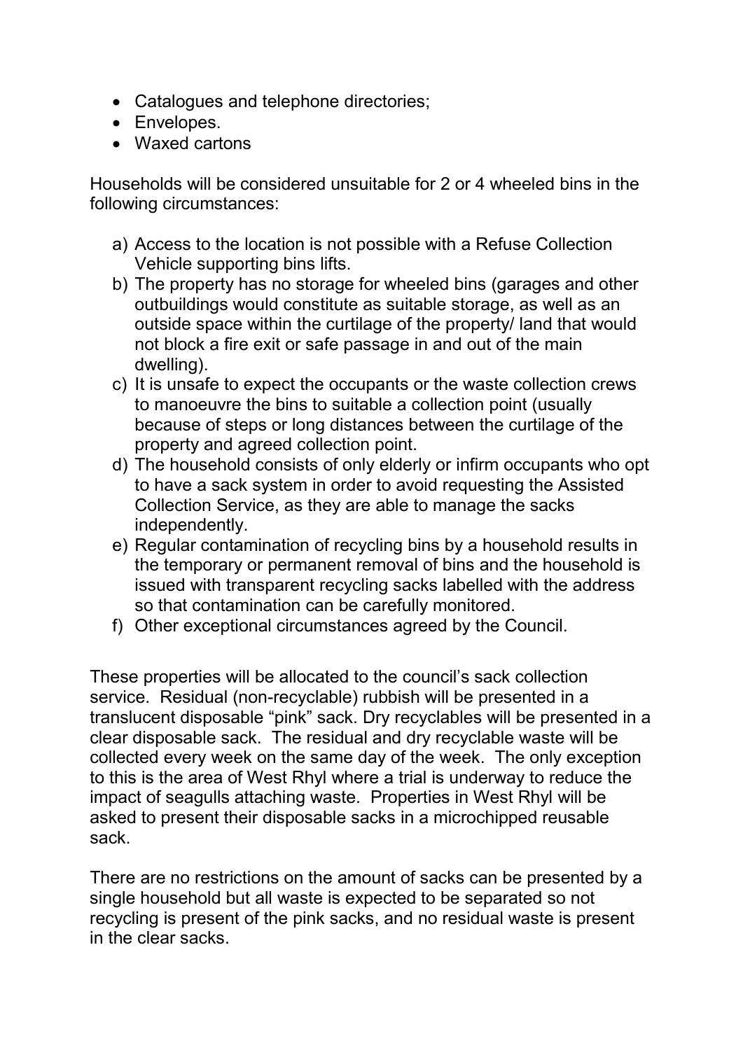- Catalogues and telephone directories;
- Envelopes.
- Waxed cartons

Households will be considered unsuitable for 2 or 4 wheeled bins in the following circumstances:

a) Access to the location is not possible with a Refuse Collection Vehicle supporting bins lifts.
b) The property has no storage for wheeled bins (garages and other outbuildings would constitute as suitable storage, as well as an outside space within the curtilage of the property/ land that would not block a fire exit or safe passage in and out of the main dwelling).
c) It is unsafe to expect the occupants or the waste collection crews to manoeuvre the bins to suitable a collection point (usually because of steps or long distances between the curtilage of the property and agreed collection point.
d) The household consists of only elderly or infirm occupants who opt to have a sack system in order to avoid requesting the Assisted Collection Service, as they are able to manage the sacks independently.
e) Regular contamination of recycling bins by a household results in the temporary or permanent removal of bins and the household is issued with transparent recycling sacks labelled with the address so that contamination can be carefully monitored.
f) Other exceptional circumstances agreed by the Council.

These properties will be allocated to the council's sack collection service. Residual (non-recyclable) rubbish will be presented in a translucent disposable "pink" sack. Dry recyclables will be presented in a clear disposable sack. The residual and dry recyclable waste will be collected every week on the same day of the week. The only exception to this is the area of West Rhyl where a trial is underway to reduce the impact of seagulls attaching waste. Properties in West Rhyl will be asked to present their disposable sacks in a microchipped reusable sack.

There are no restrictions on the amount of sacks can be presented by a single household but all waste is expected to be separated so not recycling is present of the pink sacks, and no residual waste is present in the clear sacks.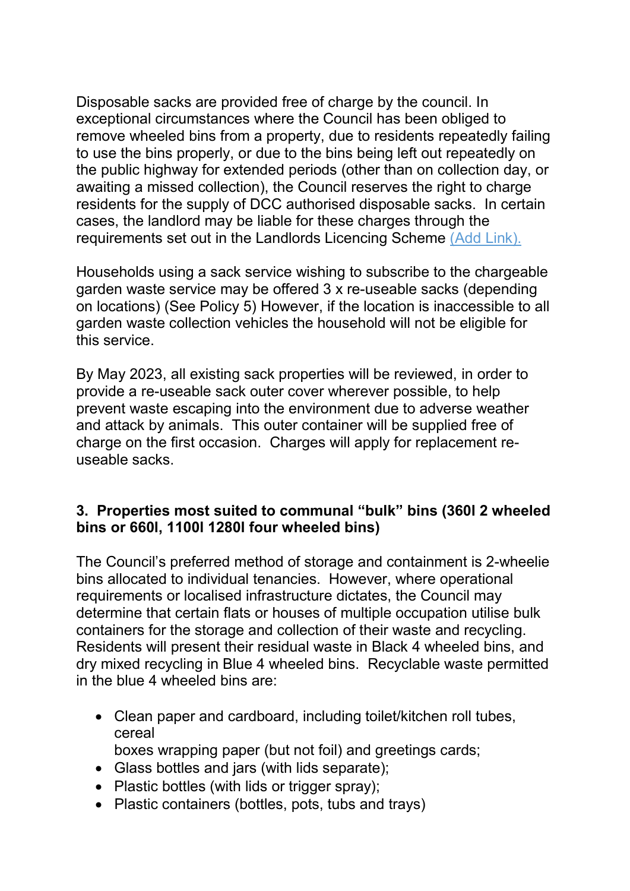Disposable sacks are provided free of charge by the council. In exceptional circumstances where the Council has been obliged to remove wheeled bins from a property, due to residents repeatedly failing to use the bins properly, or due to the bins being left out repeatedly on the public highway for extended periods (other than on collection day, or awaiting a missed collection), the Council reserves the right to charge residents for the supply of DCC authorised disposable sacks. In certain cases, the landlord may be liable for these charges through the requirements set out in the Landlords Licencing Scheme (Add Link).

Households using a sack service wishing to subscribe to the chargeable garden waste service may be offered 3 x re-useable sacks (depending on locations) (See Policy 5) However, if the location is inaccessible to all garden waste collection vehicles the household will not be eligible for this service.

By May 2023, all existing sack properties will be reviewed, in order to provide a re-useable sack outer cover wherever possible, to help prevent waste escaping into the environment due to adverse weather and attack by animals. This outer container will be supplied free of charge on the first occasion. Charges will apply for replacement re-useable sacks.

### 3. Properties most suited to communal "bulk" bins (360l 2 wheeled bins or 660l, 1100l 1280l four wheeled bins)

The Council's preferred method of storage and containment is 2-wheelie bins allocated to individual tenancies. However, where operational requirements or localised infrastructure dictates, the Council may determine that certain flats or houses of multiple occupation utilise bulk containers for the storage and collection of their waste and recycling. Residents will present their residual waste in Black 4 wheeled bins, and dry mixed recycling in Blue 4 wheeled bins. Recyclable waste permitted in the blue 4 wheeled bins are:

- Clean paper and cardboard, including toilet/kitchen roll tubes, cereal
  boxes wrapping paper (but not foil) and greetings cards;
- Glass bottles and jars (with lids separate);
- Plastic bottles (with lids or trigger spray);
- Plastic containers (bottles, pots, tubs and trays)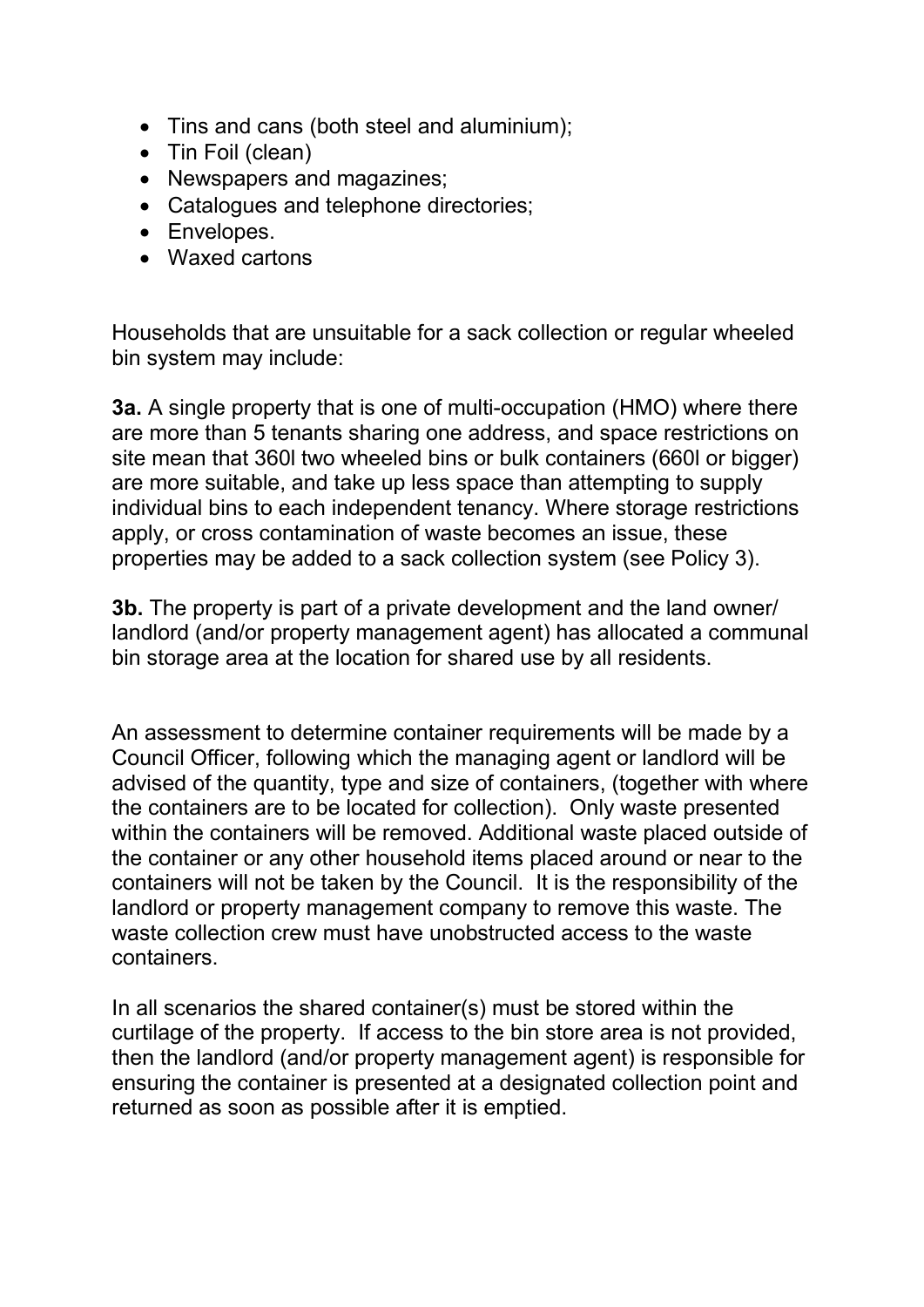- Tins and cans (both steel and aluminium);
- Tin Foil (clean)
- Newspapers and magazines;
- Catalogues and telephone directories;
- Envelopes.
- Waxed cartons

Households that are unsuitable for a sack collection or regular wheeled bin system may include:

**3a.** A single property that is one of multi-occupation (HMO) where there are more than 5 tenants sharing one address, and space restrictions on site mean that 360l two wheeled bins or bulk containers (660l or bigger) are more suitable, and take up less space than attempting to supply individual bins to each independent tenancy. Where storage restrictions apply, or cross contamination of waste becomes an issue, these properties may be added to a sack collection system (see Policy 3).

**3b.** The property is part of a private development and the land owner/ landlord (and/or property management agent) has allocated a communal bin storage area at the location for shared use by all residents.

An assessment to determine container requirements will be made by a Council Officer, following which the managing agent or landlord will be advised of the quantity, type and size of containers, (together with where the containers are to be located for collection). Only waste presented within the containers will be removed. Additional waste placed outside of the container or any other household items placed around or near to the containers will not be taken by the Council. It is the responsibility of the landlord or property management company to remove this waste. The waste collection crew must have unobstructed access to the waste containers.

In all scenarios the shared container(s) must be stored within the curtilage of the property. If access to the bin store area is not provided, then the landlord (and/or property management agent) is responsible for ensuring the container is presented at a designated collection point and returned as soon as possible after it is emptied.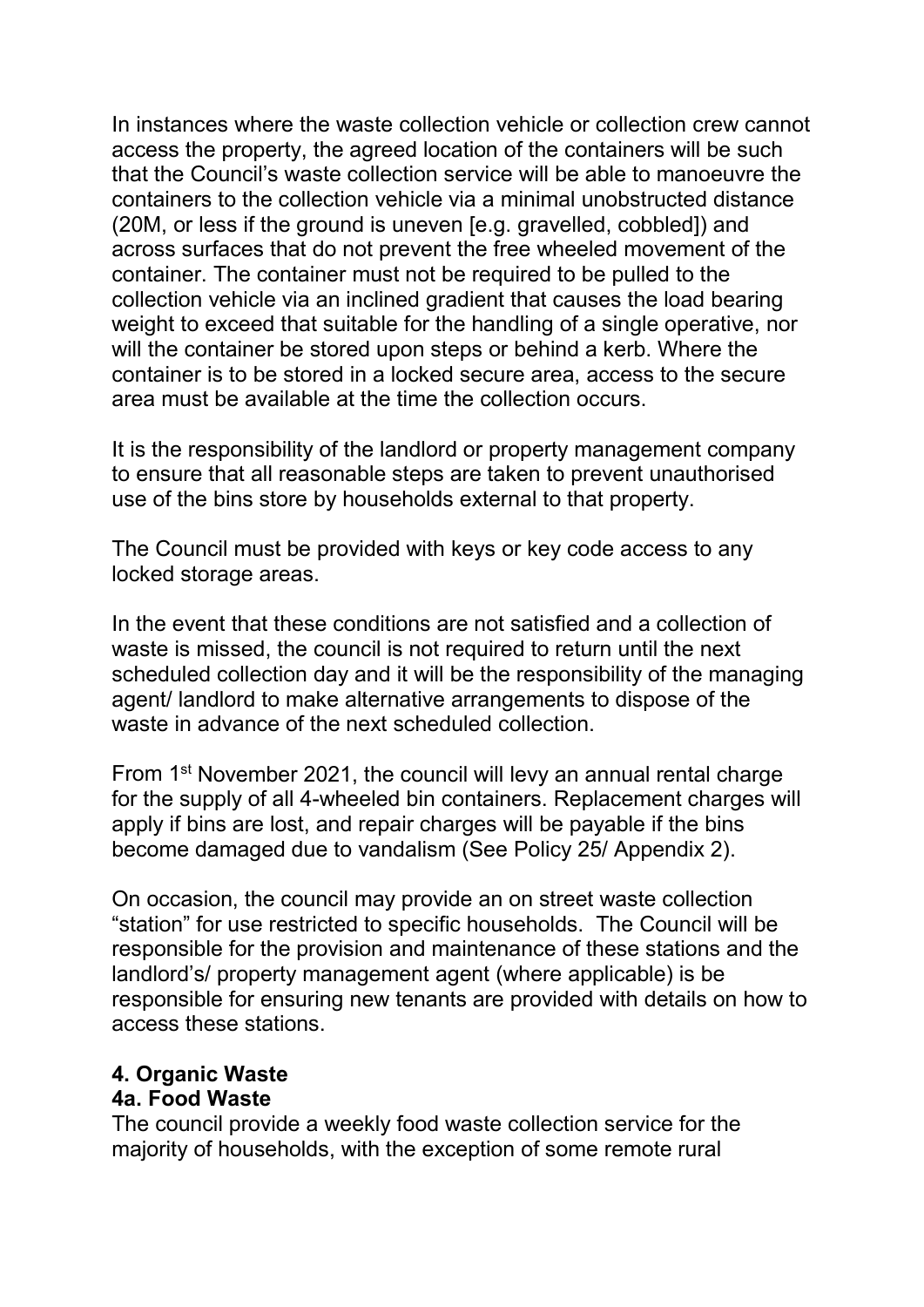In instances where the waste collection vehicle or collection crew cannot access the property, the agreed location of the containers will be such that the Council's waste collection service will be able to manoeuvre the containers to the collection vehicle via a minimal unobstructed distance (20M, or less if the ground is uneven [e.g. gravelled, cobbled]) and across surfaces that do not prevent the free wheeled movement of the container. The container must not be required to be pulled to the collection vehicle via an inclined gradient that causes the load bearing weight to exceed that suitable for the handling of a single operative, nor will the container be stored upon steps or behind a kerb. Where the container is to be stored in a locked secure area, access to the secure area must be available at the time the collection occurs.

It is the responsibility of the landlord or property management company to ensure that all reasonable steps are taken to prevent unauthorised use of the bins store by households external to that property.

The Council must be provided with keys or key code access to any locked storage areas.

In the event that these conditions are not satisfied and a collection of waste is missed, the council is not required to return until the next scheduled collection day and it will be the responsibility of the managing agent/ landlord to make alternative arrangements to dispose of the waste in advance of the next scheduled collection.

From 1st November 2021, the council will levy an annual rental charge for the supply of all 4-wheeled bin containers. Replacement charges will apply if bins are lost, and repair charges will be payable if the bins become damaged due to vandalism (See Policy 25/ Appendix 2).

On occasion, the council may provide an on street waste collection "station" for use restricted to specific households. The Council will be responsible for the provision and maintenance of these stations and the landlord's/ property management agent (where applicable) is be responsible for ensuring new tenants are provided with details on how to access these stations.

## 4. Organic Waste

### 4a. Food Waste

The council provide a weekly food waste collection service for the majority of households, with the exception of some remote rural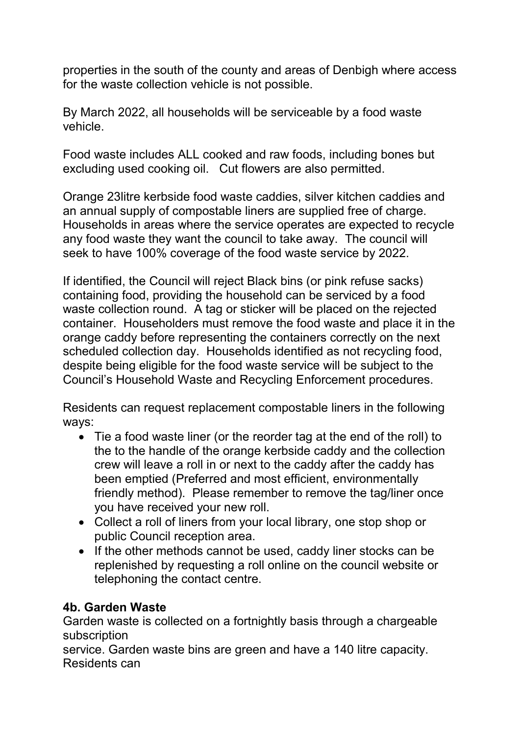properties in the south of the county and areas of Denbigh where access for the waste collection vehicle is not possible.

By March 2022, all households will be serviceable by a food waste vehicle.

Food waste includes ALL cooked and raw foods, including bones but excluding used cooking oil. Cut flowers are also permitted.

Orange 23litre kerbside food waste caddies, silver kitchen caddies and an annual supply of compostable liners are supplied free of charge. Households in areas where the service operates are expected to recycle any food waste they want the council to take away. The council will seek to have 100% coverage of the food waste service by 2022.

If identified, the Council will reject Black bins (or pink refuse sacks) containing food, providing the household can be serviced by a food waste collection round. A tag or sticker will be placed on the rejected container. Householders must remove the food waste and place it in the orange caddy before representing the containers correctly on the next scheduled collection day. Households identified as not recycling food, despite being eligible for the food waste service will be subject to the Council's Household Waste and Recycling Enforcement procedures.

Residents can request replacement compostable liners in the following ways:

- Tie a food waste liner (or the reorder tag at the end of the roll) to the to the handle of the orange kerbside caddy and the collection crew will leave a roll in or next to the caddy after the caddy has been emptied (Preferred and most efficient, environmentally friendly method). Please remember to remove the tag/liner once you have received your new roll.
- Collect a roll of liners from your local library, one stop shop or public Council reception area.
- If the other methods cannot be used, caddy liner stocks can be replenished by requesting a roll online on the council website or telephoning the contact centre.

**4b. Garden Waste**

Garden waste is collected on a fortnightly basis through a chargeable subscription service. Garden waste bins are green and have a 140 litre capacity. Residents can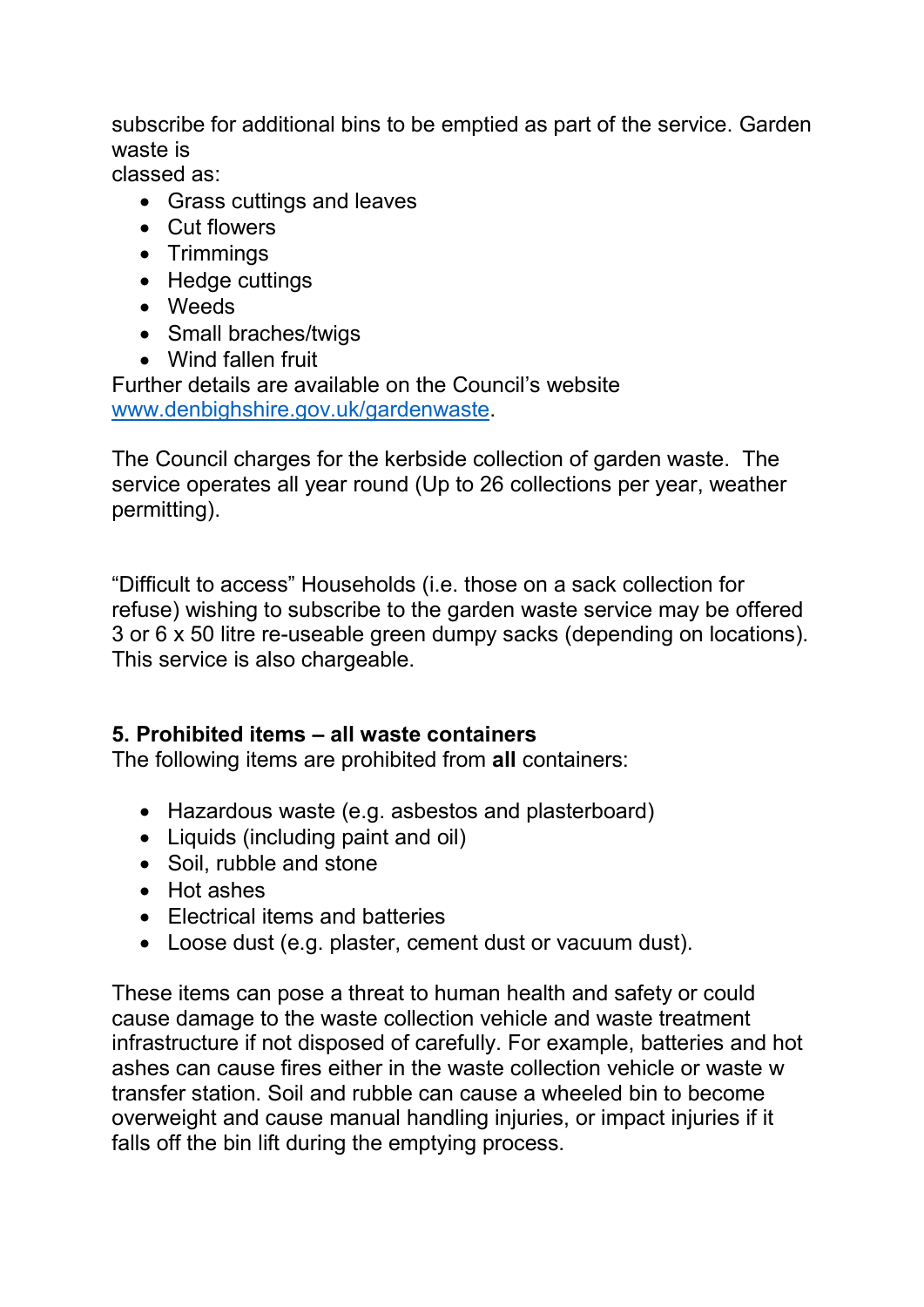subscribe for additional bins to be emptied as part of the service. Garden waste is classed as:

- Grass cuttings and leaves
- Cut flowers
- Trimmings
- Hedge cuttings
- Weeds
- Small braches/twigs
- Wind fallen fruit

Further details are available on the Council's website [www.denbighshire.gov.uk/gardenwaste](www.denbighshire.gov.uk/gardenwaste).

The Council charges for the kerbside collection of garden waste. The service operates all year round (Up to 26 collections per year, weather permitting).

"Difficult to access" Households (i.e. those on a sack collection for refuse) wishing to subscribe to the garden waste service may be offered 3 or 6 x 50 litre re-useable green dumpy sacks (depending on locations). This service is also chargeable.

### 5. Prohibited items – all waste containers

The following items are prohibited from **all** containers:

- Hazardous waste (e.g. asbestos and plasterboard)
- Liquids (including paint and oil)
- Soil, rubble and stone
- Hot ashes
- Electrical items and batteries
- Loose dust (e.g. plaster, cement dust or vacuum dust).

These items can pose a threat to human health and safety or could cause damage to the waste collection vehicle and waste treatment infrastructure if not disposed of carefully. For example, batteries and hot ashes can cause fires either in the waste collection vehicle or waste w transfer station. Soil and rubble can cause a wheeled bin to become overweight and cause manual handling injuries, or impact injuries if it falls off the bin lift during the emptying process.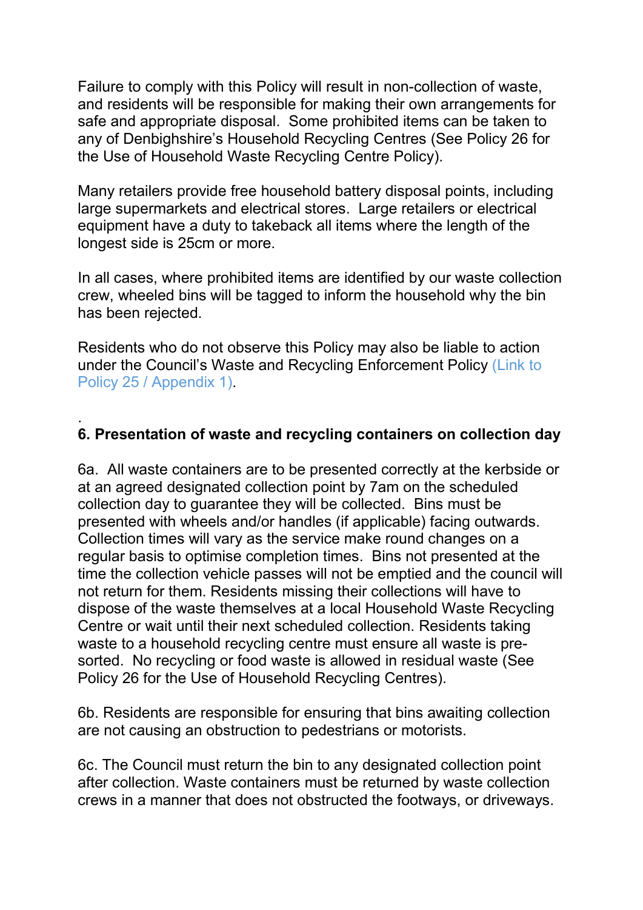Failure to comply with this Policy will result in non-collection of waste, and residents will be responsible for making their own arrangements for safe and appropriate disposal. Some prohibited items can be taken to any of Denbighshire's Household Recycling Centres (See Policy 26 for the Use of Household Waste Recycling Centre Policy).

Many retailers provide free household battery disposal points, including large supermarkets and electrical stores. Large retailers or electrical equipment have a duty to takeback all items where the length of the longest side is 25cm or more.

In all cases, where prohibited items are identified by our waste collection crew, wheeled bins will be tagged to inform the household why the bin has been rejected.

Residents who do not observe this Policy may also be liable to action under the Council's Waste and Recycling Enforcement Policy (Link to Policy 25 / Appendix 1).

.

### 6. Presentation of waste and recycling containers on collection day

6a. All waste containers are to be presented correctly at the kerbside or at an agreed designated collection point by 7am on the scheduled collection day to guarantee they will be collected. Bins must be presented with wheels and/or handles (if applicable) facing outwards. Collection times will vary as the service make round changes on a regular basis to optimise completion times. Bins not presented at the time the collection vehicle passes will not be emptied and the council will not return for them. Residents missing their collections will have to dispose of the waste themselves at a local Household Waste Recycling Centre or wait until their next scheduled collection. Residents taking waste to a household recycling centre must ensure all waste is pre-sorted. No recycling or food waste is allowed in residual waste (See Policy 26 for the Use of Household Recycling Centres).

6b. Residents are responsible for ensuring that bins awaiting collection are not causing an obstruction to pedestrians or motorists.

6c. The Council must return the bin to any designated collection point after collection. Waste containers must be returned by waste collection crews in a manner that does not obstructed the footways, or driveways.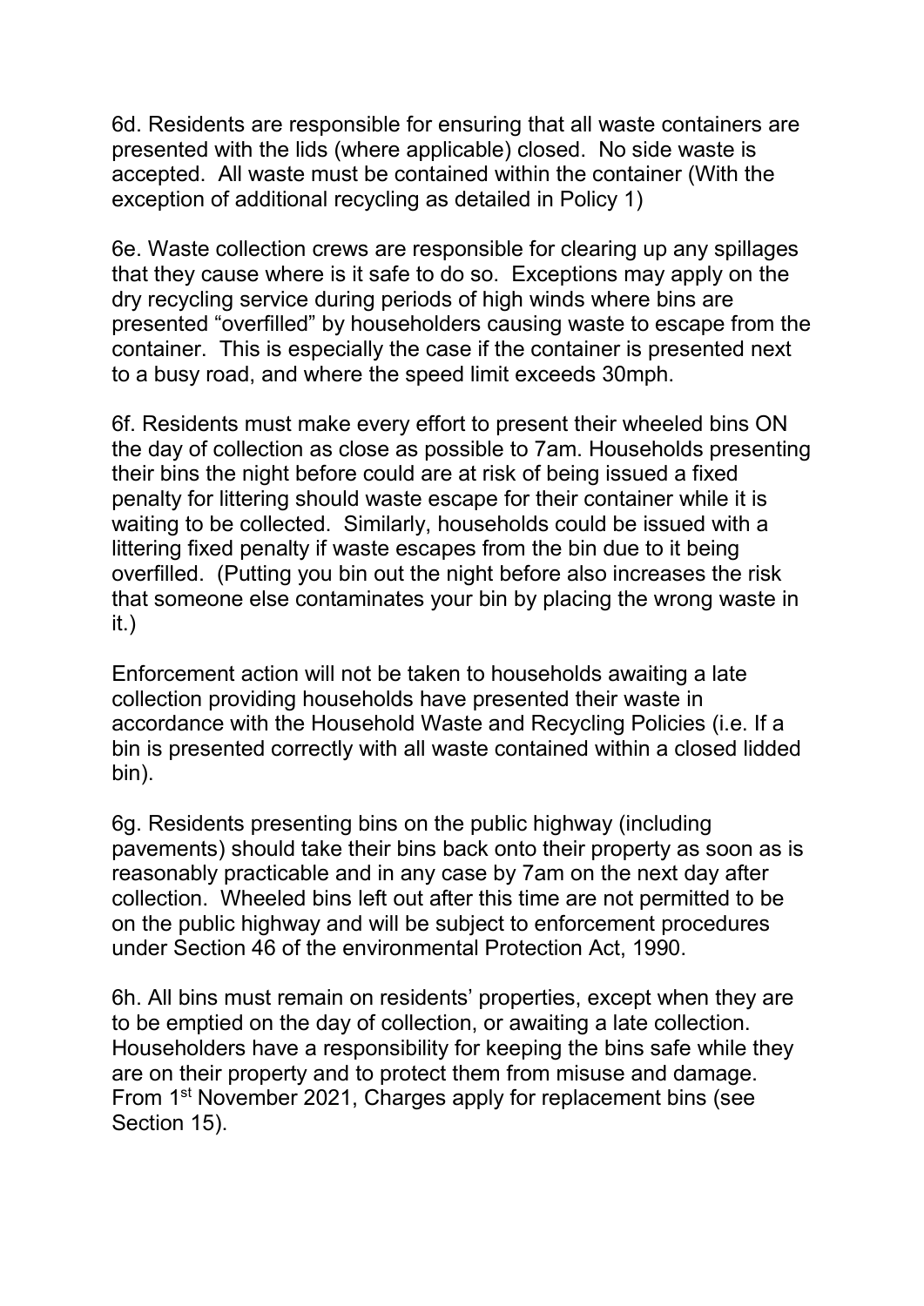6d. Residents are responsible for ensuring that all waste containers are presented with the lids (where applicable) closed. No side waste is accepted. All waste must be contained within the container (With the exception of additional recycling as detailed in Policy 1)

6e. Waste collection crews are responsible for clearing up any spillages that they cause where is it safe to do so. Exceptions may apply on the dry recycling service during periods of high winds where bins are presented "overfilled" by householders causing waste to escape from the container. This is especially the case if the container is presented next to a busy road, and where the speed limit exceeds 30mph.

6f. Residents must make every effort to present their wheeled bins ON the day of collection as close as possible to 7am. Households presenting their bins the night before could are at risk of being issued a fixed penalty for littering should waste escape for their container while it is waiting to be collected. Similarly, households could be issued with a littering fixed penalty if waste escapes from the bin due to it being overfilled. (Putting you bin out the night before also increases the risk that someone else contaminates your bin by placing the wrong waste in it.)

Enforcement action will not be taken to households awaiting a late collection providing households have presented their waste in accordance with the Household Waste and Recycling Policies (i.e. If a bin is presented correctly with all waste contained within a closed lidded bin).

6g. Residents presenting bins on the public highway (including pavements) should take their bins back onto their property as soon as is reasonably practicable and in any case by 7am on the next day after collection. Wheeled bins left out after this time are not permitted to be on the public highway and will be subject to enforcement procedures under Section 46 of the environmental Protection Act, 1990.

6h. All bins must remain on residents' properties, except when they are to be emptied on the day of collection, or awaiting a late collection. Householders have a responsibility for keeping the bins safe while they are on their property and to protect them from misuse and damage. From 1st November 2021, Charges apply for replacement bins (see Section 15).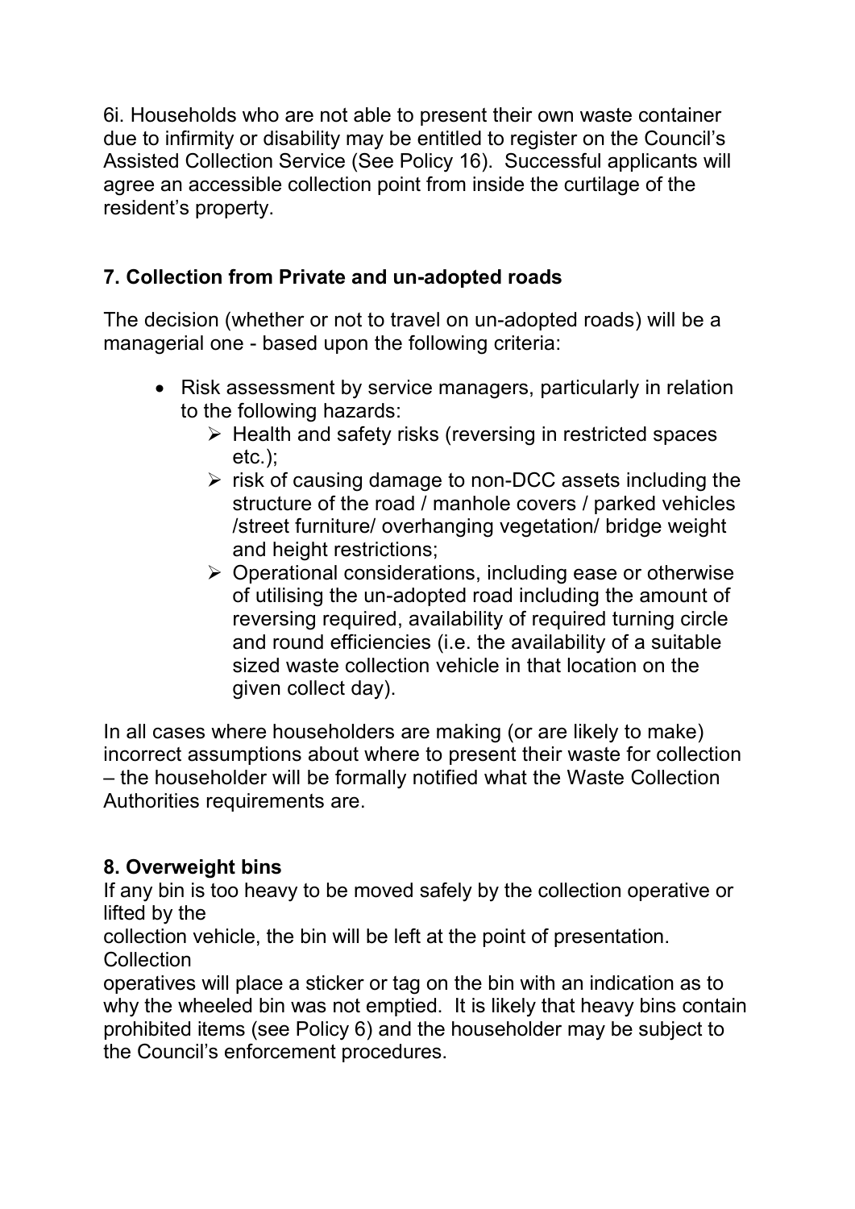6i. Households who are not able to present their own waste container due to infirmity or disability may be entitled to register on the Council's Assisted Collection Service (See Policy 16). Successful applicants will agree an accessible collection point from inside the curtilage of the resident's property.

## 7. Collection from Private and un-adopted roads

The decision (whether or not to travel on un-adopted roads) will be a managerial one - based upon the following criteria:

- Risk assessment by service managers, particularly in relation to the following hazards:
  - Health and safety risks (reversing in restricted spaces etc.);
  - risk of causing damage to non-DCC assets including the structure of the road / manhole covers / parked vehicles /street furniture/ overhanging vegetation/ bridge weight and height restrictions;
  - Operational considerations, including ease or otherwise of utilising the un-adopted road including the amount of reversing required, availability of required turning circle and round efficiencies (i.e. the availability of a suitable sized waste collection vehicle in that location on the given collect day).

In all cases where householders are making (or are likely to make) incorrect assumptions about where to present their waste for collection – the householder will be formally notified what the Waste Collection Authorities requirements are.

## 8. Overweight bins

If any bin is too heavy to be moved safely by the collection operative or lifted by the collection vehicle, the bin will be left at the point of presentation. Collection operatives will place a sticker or tag on the bin with an indication as to why the wheeled bin was not emptied. It is likely that heavy bins contain prohibited items (see Policy 6) and the householder may be subject to the Council's enforcement procedures.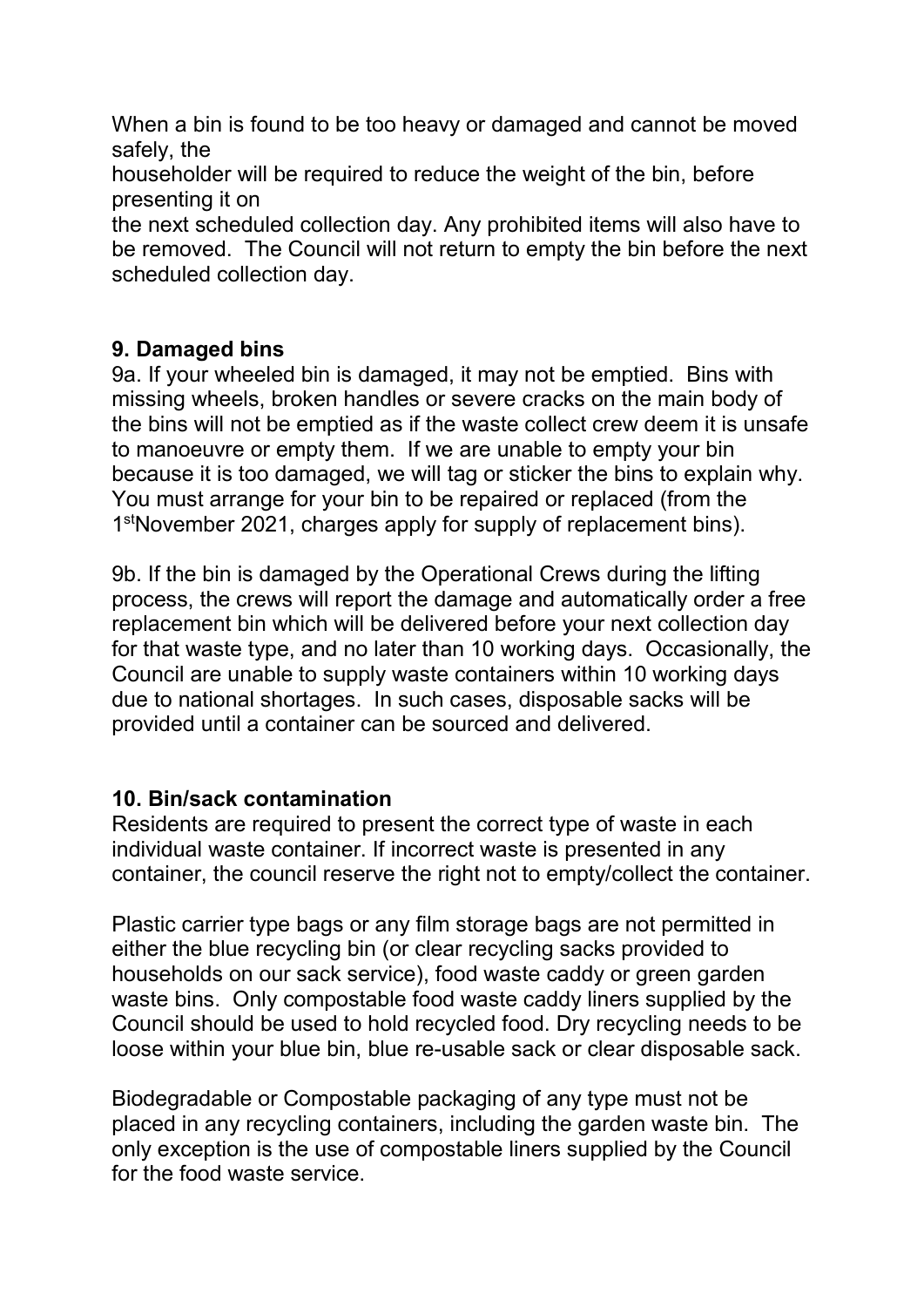When a bin is found to be too heavy or damaged and cannot be moved safely, the householder will be required to reduce the weight of the bin, before presenting it on the next scheduled collection day. Any prohibited items will also have to be removed. The Council will not return to empty the bin before the next scheduled collection day.

## 9. Damaged bins

9a. If your wheeled bin is damaged, it may not be emptied. Bins with missing wheels, broken handles or severe cracks on the main body of the bins will not be emptied as if the waste collect crew deem it is unsafe to manoeuvre or empty them. If we are unable to empty your bin because it is too damaged, we will tag or sticker the bins to explain why. You must arrange for your bin to be repaired or replaced (from the 1st November 2021, charges apply for supply of replacement bins).

9b. If the bin is damaged by the Operational Crews during the lifting process, the crews will report the damage and automatically order a free replacement bin which will be delivered before your next collection day for that waste type, and no later than 10 working days. Occasionally, the Council are unable to supply waste containers within 10 working days due to national shortages. In such cases, disposable sacks will be provided until a container can be sourced and delivered.

## 10. Bin/sack contamination

Residents are required to present the correct type of waste in each individual waste container. If incorrect waste is presented in any container, the council reserve the right not to empty/collect the container.

Plastic carrier type bags or any film storage bags are not permitted in either the blue recycling bin (or clear recycling sacks provided to households on our sack service), food waste caddy or green garden waste bins. Only compostable food waste caddy liners supplied by the Council should be used to hold recycled food. Dry recycling needs to be loose within your blue bin, blue re-usable sack or clear disposable sack.

Biodegradable or Compostable packaging of any type must not be placed in any recycling containers, including the garden waste bin. The only exception is the use of compostable liners supplied by the Council for the food waste service.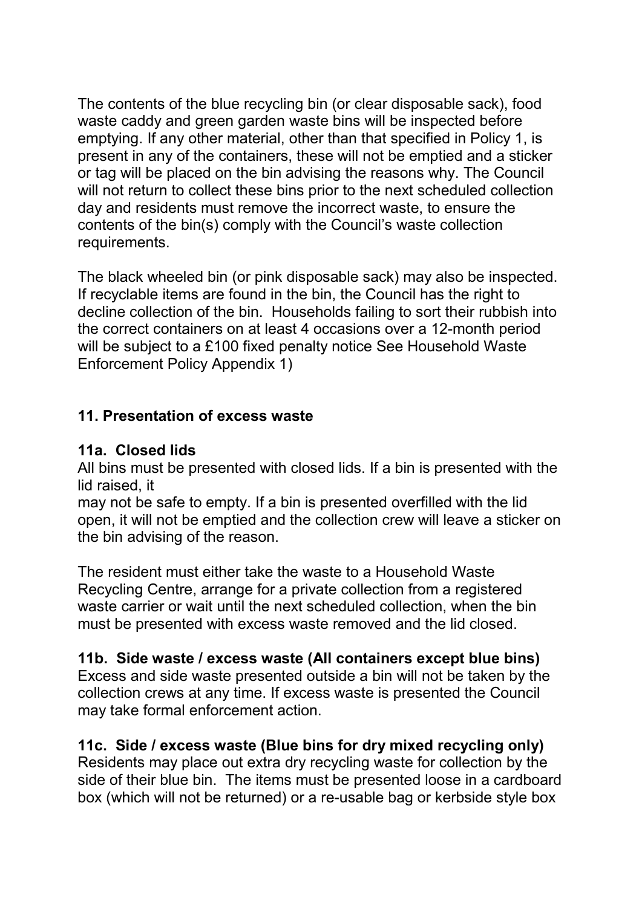The contents of the blue recycling bin (or clear disposable sack), food waste caddy and green garden waste bins will be inspected before emptying. If any other material, other than that specified in Policy 1, is present in any of the containers, these will not be emptied and a sticker or tag will be placed on the bin advising the reasons why. The Council will not return to collect these bins prior to the next scheduled collection day and residents must remove the incorrect waste, to ensure the contents of the bin(s) comply with the Council's waste collection requirements.

The black wheeled bin (or pink disposable sack) may also be inspected. If recyclable items are found in the bin, the Council has the right to decline collection of the bin. Households failing to sort their rubbish into the correct containers on at least 4 occasions over a 12-month period will be subject to a £100 fixed penalty notice See Household Waste Enforcement Policy Appendix 1)

## 11. Presentation of excess waste

### 11a. Closed lids

All bins must be presented with closed lids. If a bin is presented with the lid raised, it
may not be safe to empty. If a bin is presented overfilled with the lid open, it will not be emptied and the collection crew will leave a sticker on the bin advising of the reason.

The resident must either take the waste to a Household Waste Recycling Centre, arrange for a private collection from a registered waste carrier or wait until the next scheduled collection, when the bin must be presented with excess waste removed and the lid closed.

### 11b. Side waste / excess waste (All containers except blue bins)

Excess and side waste presented outside a bin will not be taken by the collection crews at any time. If excess waste is presented the Council may take formal enforcement action.

### 11c. Side / excess waste (Blue bins for dry mixed recycling only)

Residents may place out extra dry recycling waste for collection by the side of their blue bin. The items must be presented loose in a cardboard box (which will not be returned) or a re-usable bag or kerbside style box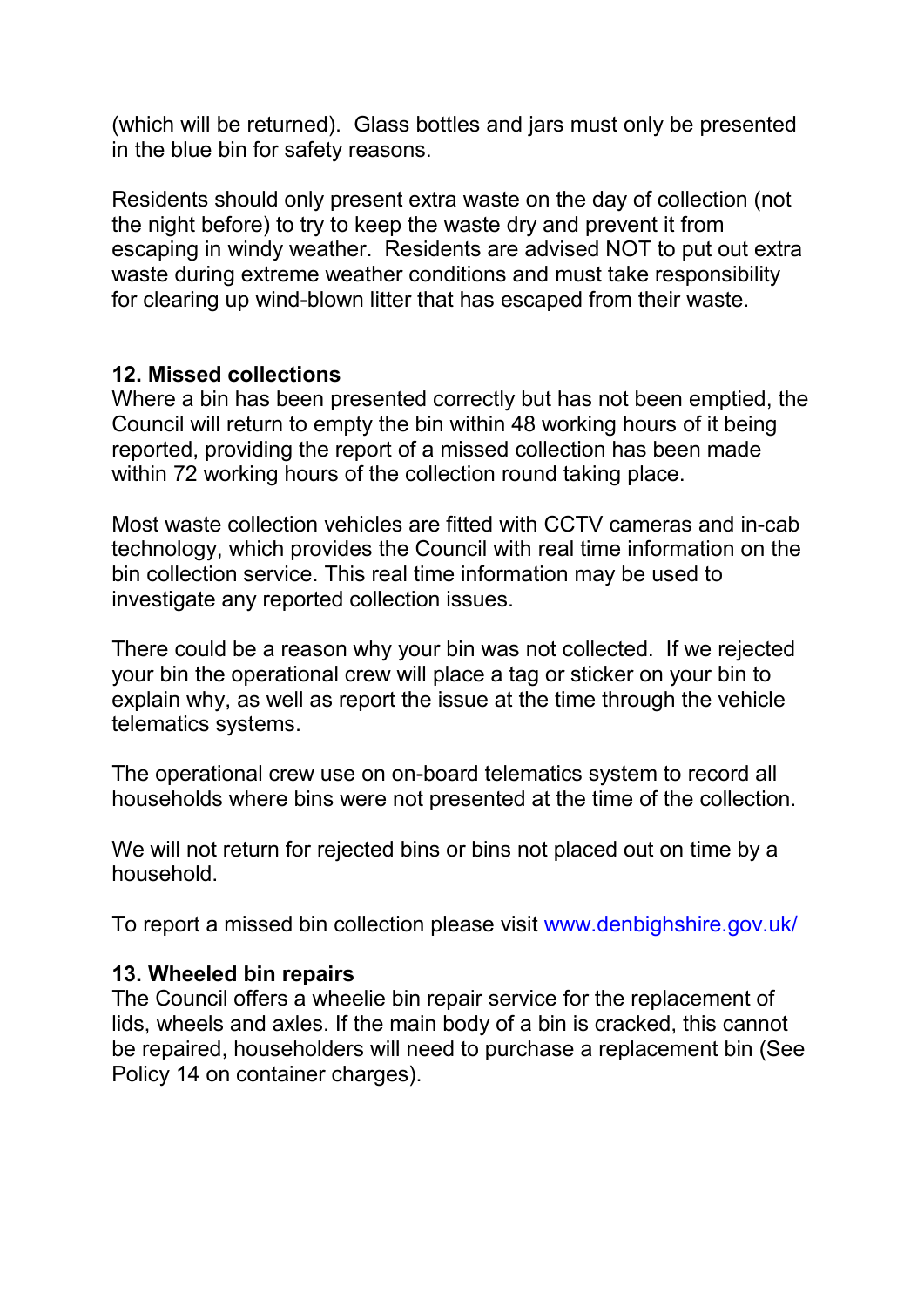(which will be returned). Glass bottles and jars must only be presented in the blue bin for safety reasons.

Residents should only present extra waste on the day of collection (not the night before) to try to keep the waste dry and prevent it from escaping in windy weather. Residents are advised NOT to put out extra waste during extreme weather conditions and must take responsibility for clearing up wind-blown litter that has escaped from their waste.

## 12. Missed collections

Where a bin has been presented correctly but has not been emptied, the Council will return to empty the bin within 48 working hours of it being reported, providing the report of a missed collection has been made within 72 working hours of the collection round taking place.

Most waste collection vehicles are fitted with CCTV cameras and in-cab technology, which provides the Council with real time information on the bin collection service. This real time information may be used to investigate any reported collection issues.

There could be a reason why your bin was not collected. If we rejected your bin the operational crew will place a tag or sticker on your bin to explain why, as well as report the issue at the time through the vehicle telematics systems.

The operational crew use on on-board telematics system to record all households where bins were not presented at the time of the collection.

We will not return for rejected bins or bins not placed out on time by a household.

To report a missed bin collection please visit www.denbighshire.gov.uk/

## 13. Wheeled bin repairs

The Council offers a wheelie bin repair service for the replacement of lids, wheels and axles. If the main body of a bin is cracked, this cannot be repaired, householders will need to purchase a replacement bin (See Policy 14 on container charges).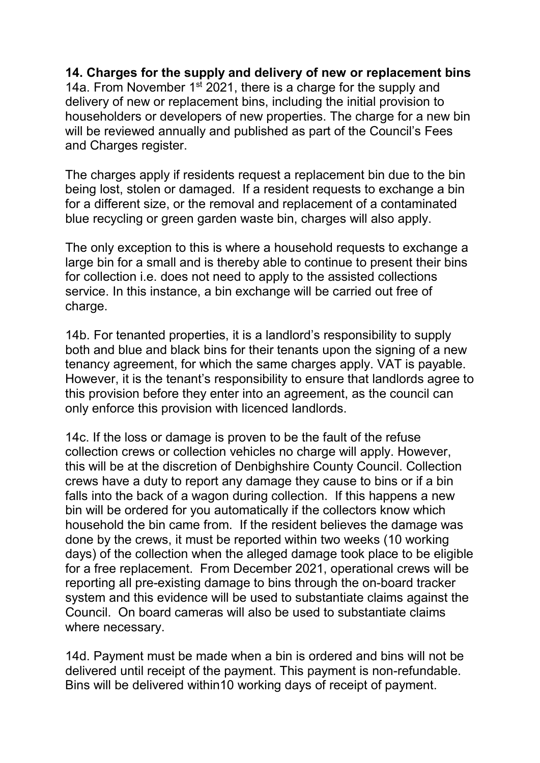**14. Charges for the supply and delivery of new or replacement bins**

14a. From November 1st 2021, there is a charge for the supply and delivery of new or replacement bins, including the initial provision to householders or developers of new properties. The charge for a new bin will be reviewed annually and published as part of the Council's Fees and Charges register.

The charges apply if residents request a replacement bin due to the bin being lost, stolen or damaged. If a resident requests to exchange a bin for a different size, or the removal and replacement of a contaminated blue recycling or green garden waste bin, charges will also apply.

The only exception to this is where a household requests to exchange a large bin for a small and is thereby able to continue to present their bins for collection i.e. does not need to apply to the assisted collections service. In this instance, a bin exchange will be carried out free of charge.

14b. For tenanted properties, it is a landlord's responsibility to supply both and blue and black bins for their tenants upon the signing of a new tenancy agreement, for which the same charges apply. VAT is payable. However, it is the tenant's responsibility to ensure that landlords agree to this provision before they enter into an agreement, as the council can only enforce this provision with licenced landlords.

14c. If the loss or damage is proven to be the fault of the refuse collection crews or collection vehicles no charge will apply. However, this will be at the discretion of Denbighshire County Council. Collection crews have a duty to report any damage they cause to bins or if a bin falls into the back of a wagon during collection. If this happens a new bin will be ordered for you automatically if the collectors know which household the bin came from. If the resident believes the damage was done by the crews, it must be reported within two weeks (10 working days) of the collection when the alleged damage took place to be eligible for a free replacement. From December 2021, operational crews will be reporting all pre-existing damage to bins through the on-board tracker system and this evidence will be used to substantiate claims against the Council. On board cameras will also be used to substantiate claims where necessary.

14d. Payment must be made when a bin is ordered and bins will not be delivered until receipt of the payment. This payment is non-refundable. Bins will be delivered within10 working days of receipt of payment.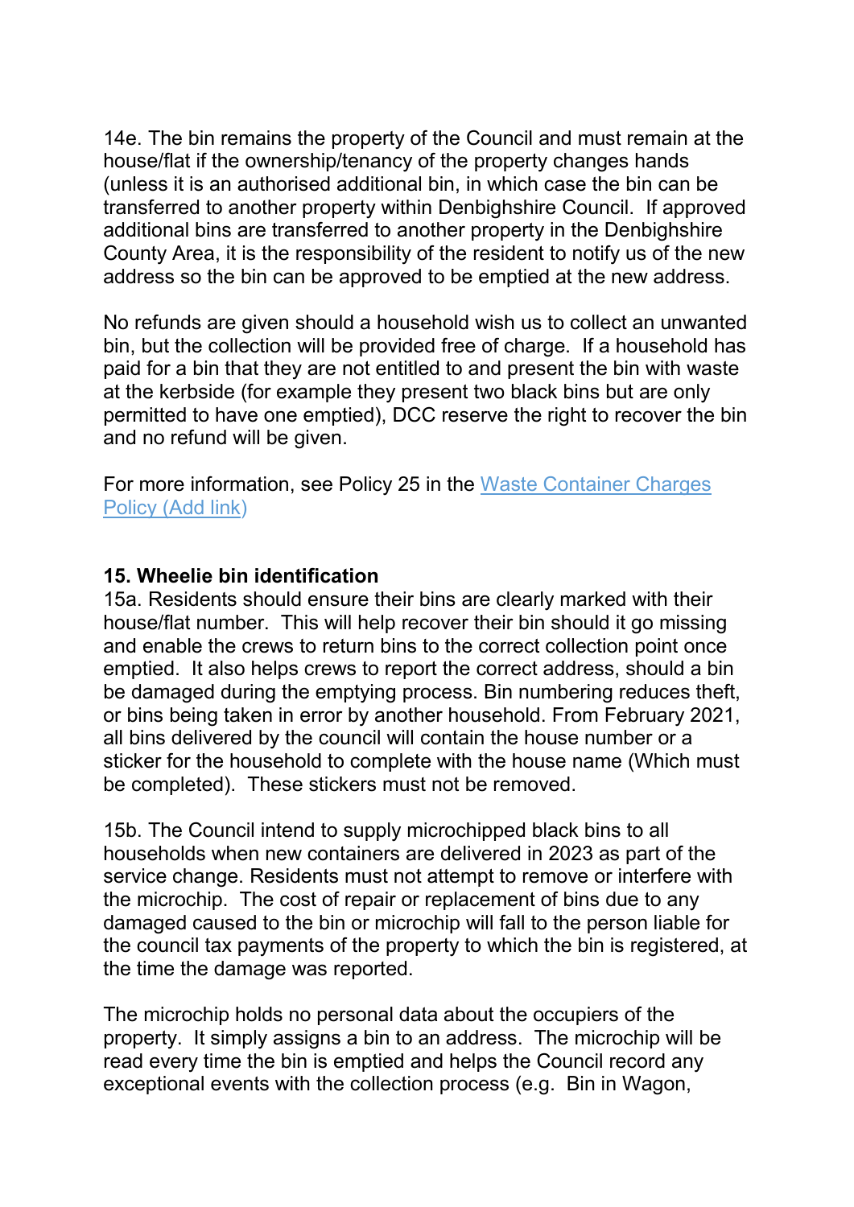14e. The bin remains the property of the Council and must remain at the house/flat if the ownership/tenancy of the property changes hands (unless it is an authorised additional bin, in which case the bin can be transferred to another property within Denbighshire Council. If approved additional bins are transferred to another property in the Denbighshire County Area, it is the responsibility of the resident to notify us of the new address so the bin can be approved to be emptied at the new address.

No refunds are given should a household wish us to collect an unwanted bin, but the collection will be provided free of charge. If a household has paid for a bin that they are not entitled to and present the bin with waste at the kerbside (for example they present two black bins but are only permitted to have one emptied), DCC reserve the right to recover the bin and no refund will be given.

For more information, see Policy 25 in the [Waste Container Charges Policy (Add link)]()

**15. Wheelie bin identification**

15a. Residents should ensure their bins are clearly marked with their house/flat number. This will help recover their bin should it go missing and enable the crews to return bins to the correct collection point once emptied. It also helps crews to report the correct address, should a bin be damaged during the emptying process. Bin numbering reduces theft, or bins being taken in error by another household. From February 2021, all bins delivered by the council will contain the house number or a sticker for the household to complete with the house name (Which must be completed). These stickers must not be removed.

15b. The Council intend to supply microchipped black bins to all households when new containers are delivered in 2023 as part of the service change. Residents must not attempt to remove or interfere with the microchip. The cost of repair or replacement of bins due to any damaged caused to the bin or microchip will fall to the person liable for the council tax payments of the property to which the bin is registered, at the time the damage was reported.

The microchip holds no personal data about the occupiers of the property. It simply assigns a bin to an address. The microchip will be read every time the bin is emptied and helps the Council record any exceptional events with the collection process (e.g. Bin in Wagon,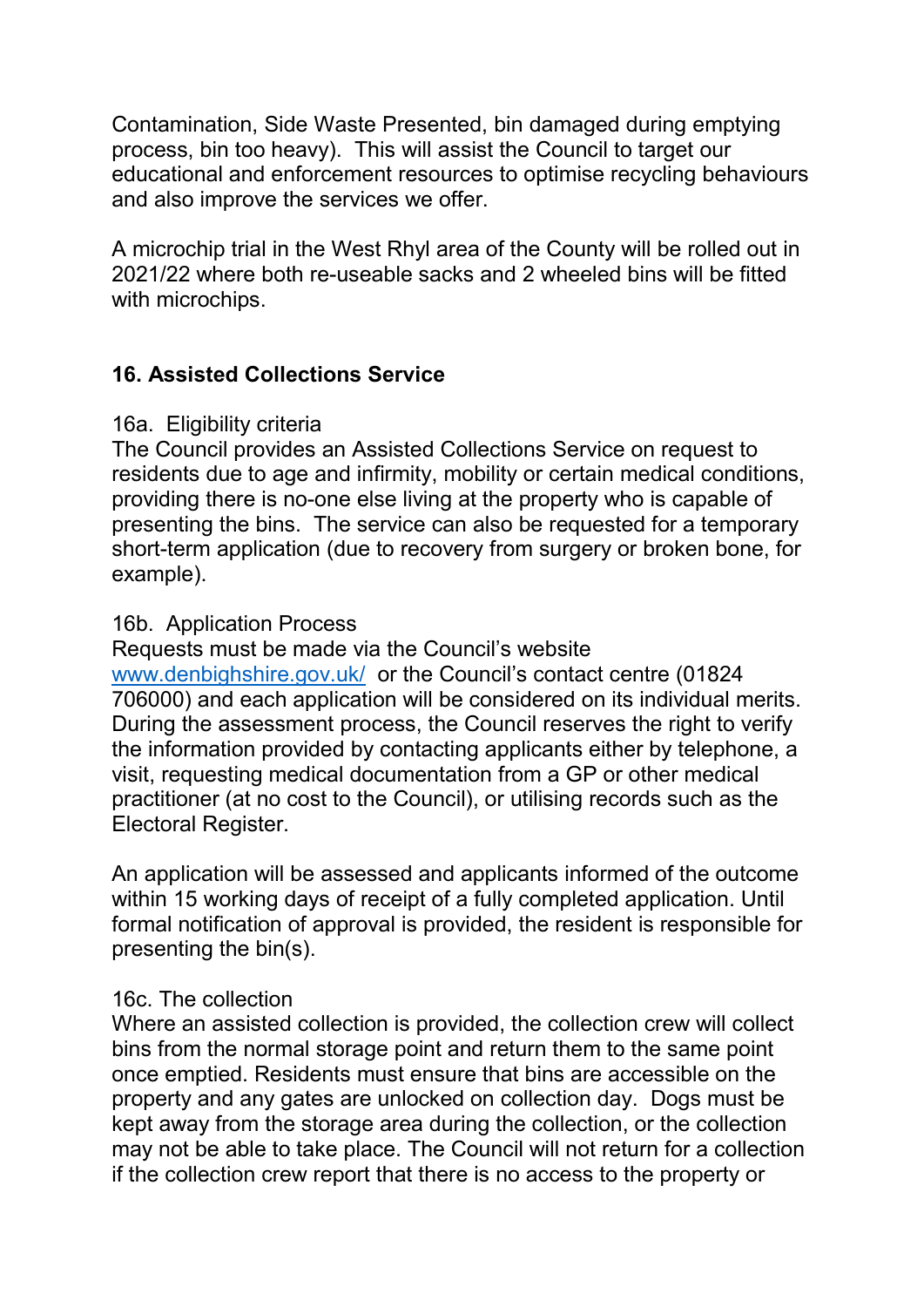Contamination, Side Waste Presented, bin damaged during emptying process, bin too heavy). This will assist the Council to target our educational and enforcement resources to optimise recycling behaviours and also improve the services we offer.

A microchip trial in the West Rhyl area of the County will be rolled out in 2021/22 where both re-useable sacks and 2 wheeled bins will be fitted with microchips.

## 16. Assisted Collections Service

16a. Eligibility criteria

The Council provides an Assisted Collections Service on request to residents due to age and infirmity, mobility or certain medical conditions, providing there is no-one else living at the property who is capable of presenting the bins. The service can also be requested for a temporary short-term application (due to recovery from surgery or broken bone, for example).

16b. Application Process

Requests must be made via the Council's website [www.denbighshire.gov.uk/](www.denbighshire.gov.uk/) or the Council's contact centre (01824 706000) and each application will be considered on its individual merits. During the assessment process, the Council reserves the right to verify the information provided by contacting applicants either by telephone, a visit, requesting medical documentation from a GP or other medical practitioner (at no cost to the Council), or utilising records such as the Electoral Register.

An application will be assessed and applicants informed of the outcome within 15 working days of receipt of a fully completed application. Until formal notification of approval is provided, the resident is responsible for presenting the bin(s).

16c. The collection

Where an assisted collection is provided, the collection crew will collect bins from the normal storage point and return them to the same point once emptied. Residents must ensure that bins are accessible on the property and any gates are unlocked on collection day. Dogs must be kept away from the storage area during the collection, or the collection may not be able to take place. The Council will not return for a collection if the collection crew report that there is no access to the property or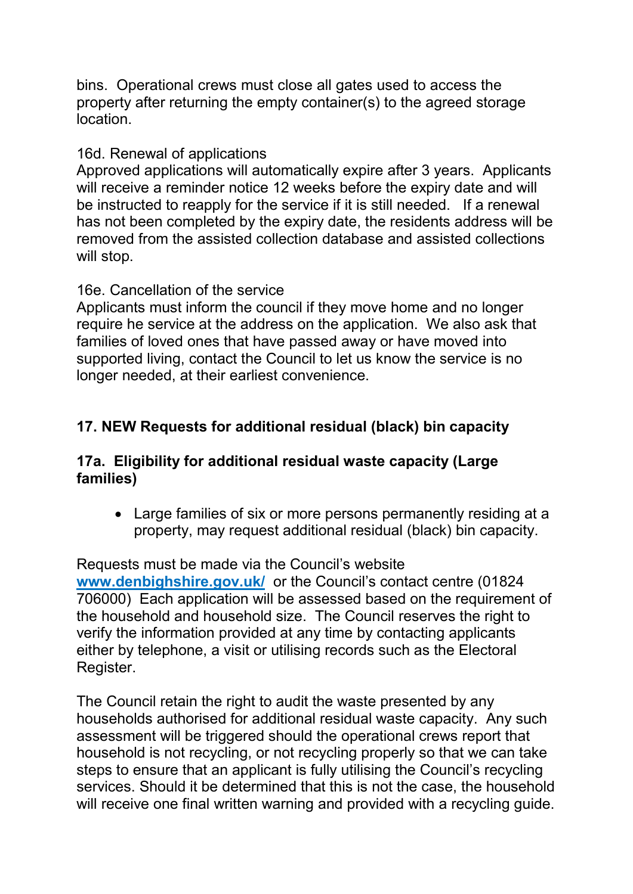bins. Operational crews must close all gates used to access the property after returning the empty container(s) to the agreed storage location.

16d. Renewal of applications
Approved applications will automatically expire after 3 years. Applicants will receive a reminder notice 12 weeks before the expiry date and will be instructed to reapply for the service if it is still needed. If a renewal has not been completed by the expiry date, the residents address will be removed from the assisted collection database and assisted collections will stop.

16e. Cancellation of the service
Applicants must inform the council if they move home and no longer require he service at the address on the application. We also ask that families of loved ones that have passed away or have moved into supported living, contact the Council to let us know the service is no longer needed, at their earliest convenience.

## 17. NEW Requests for additional residual (black) bin capacity

### 17a. Eligibility for additional residual waste capacity (Large families)

- Large families of six or more persons permanently residing at a property, may request additional residual (black) bin capacity.

Requests must be made via the Council's website [www.denbighshire.gov.uk/](http://www.denbighshire.gov.uk/) or the Council's contact centre (01824 706000) Each application will be assessed based on the requirement of the household and household size. The Council reserves the right to verify the information provided at any time by contacting applicants either by telephone, a visit or utilising records such as the Electoral Register.

The Council retain the right to audit the waste presented by any households authorised for additional residual waste capacity. Any such assessment will be triggered should the operational crews report that household is not recycling, or not recycling properly so that we can take steps to ensure that an applicant is fully utilising the Council's recycling services. Should it be determined that this is not the case, the household will receive one final written warning and provided with a recycling guide.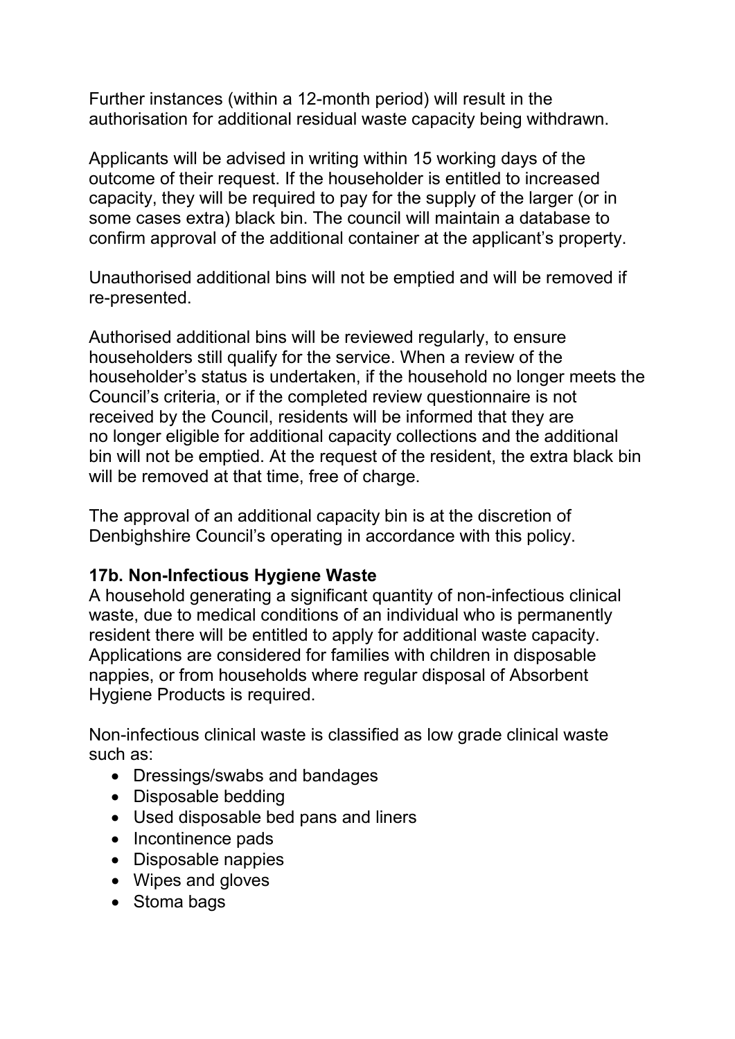Further instances (within a 12-month period) will result in the authorisation for additional residual waste capacity being withdrawn.

Applicants will be advised in writing within 15 working days of the outcome of their request. If the householder is entitled to increased capacity, they will be required to pay for the supply of the larger (or in some cases extra) black bin. The council will maintain a database to confirm approval of the additional container at the applicant's property.

Unauthorised additional bins will not be emptied and will be removed if re-presented.

Authorised additional bins will be reviewed regularly, to ensure householders still qualify for the service. When a review of the householder's status is undertaken, if the household no longer meets the Council's criteria, or if the completed review questionnaire is not received by the Council, residents will be informed that they are no longer eligible for additional capacity collections and the additional bin will not be emptied. At the request of the resident, the extra black bin will be removed at that time, free of charge.

The approval of an additional capacity bin is at the discretion of Denbighshire Council's operating in accordance with this policy.

**17b. Non-Infectious Hygiene Waste**

A household generating a significant quantity of non-infectious clinical waste, due to medical conditions of an individual who is permanently resident there will be entitled to apply for additional waste capacity. Applications are considered for families with children in disposable nappies, or from households where regular disposal of Absorbent Hygiene Products is required.

Non-infectious clinical waste is classified as low grade clinical waste such as:

- Dressings/swabs and bandages
- Disposable bedding
- Used disposable bed pans and liners
- Incontinence pads
- Disposable nappies
- Wipes and gloves
- Stoma bags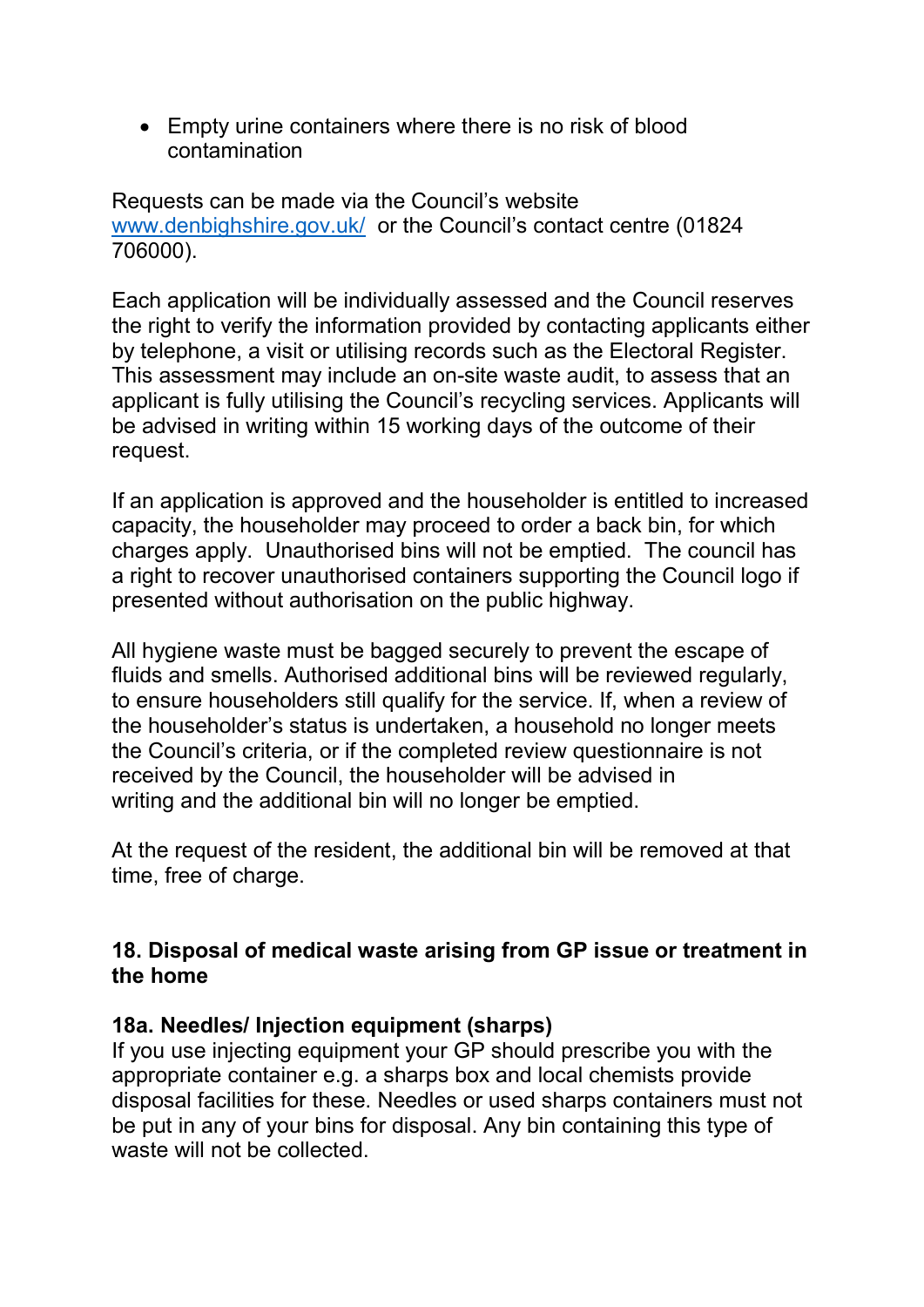- Empty urine containers where there is no risk of blood contamination

Requests can be made via the Council's website [www.denbighshire.gov.uk/](http://www.denbighshire.gov.uk/) or the Council's contact centre (01824 706000).

Each application will be individually assessed and the Council reserves the right to verify the information provided by contacting applicants either by telephone, a visit or utilising records such as the Electoral Register. This assessment may include an on-site waste audit, to assess that an applicant is fully utilising the Council's recycling services. Applicants will be advised in writing within 15 working days of the outcome of their request.

If an application is approved and the householder is entitled to increased capacity, the householder may proceed to order a back bin, for which charges apply. Unauthorised bins will not be emptied. The council has a right to recover unauthorised containers supporting the Council logo if presented without authorisation on the public highway.

All hygiene waste must be bagged securely to prevent the escape of fluids and smells. Authorised additional bins will be reviewed regularly, to ensure householders still qualify for the service. If, when a review of the householder's status is undertaken, a household no longer meets the Council's criteria, or if the completed review questionnaire is not received by the Council, the householder will be advised in writing and the additional bin will no longer be emptied.

At the request of the resident, the additional bin will be removed at that time, free of charge.

## 18. Disposal of medical waste arising from GP issue or treatment in the home

### 18a. Needles/ Injection equipment (sharps)

If you use injecting equipment your GP should prescribe you with the appropriate container e.g. a sharps box and local chemists provide disposal facilities for these. Needles or used sharps containers must not be put in any of your bins for disposal. Any bin containing this type of waste will not be collected.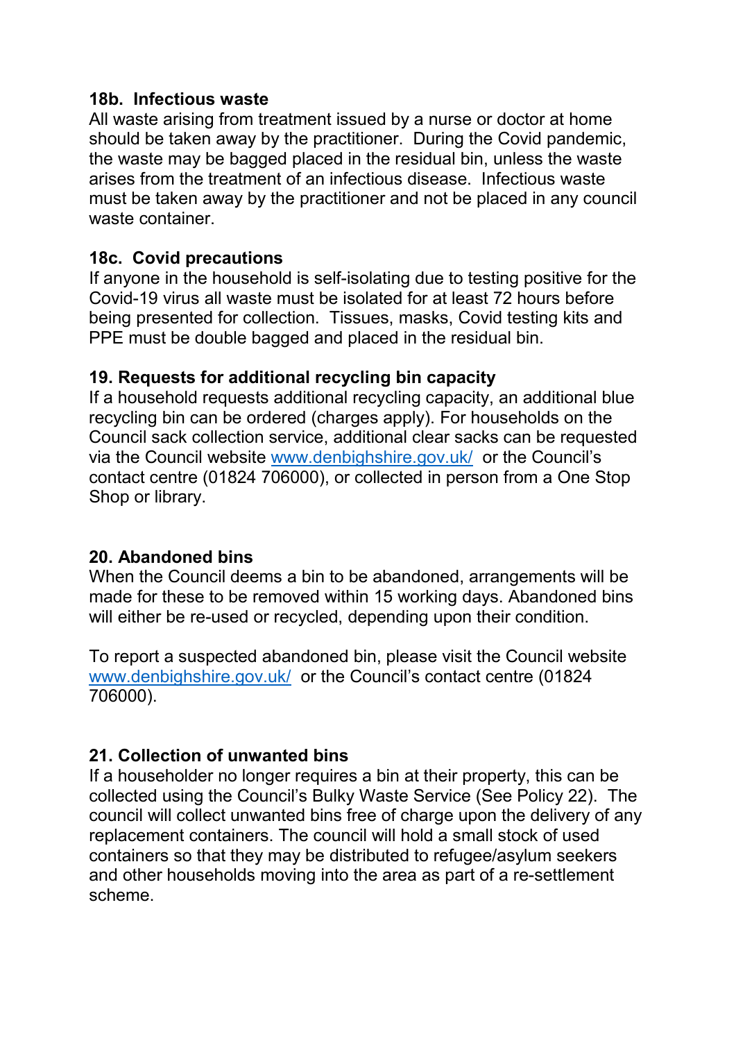### 18b. Infectious waste

All waste arising from treatment issued by a nurse or doctor at home should be taken away by the practitioner. During the Covid pandemic, the waste may be bagged placed in the residual bin, unless the waste arises from the treatment of an infectious disease. Infectious waste must be taken away by the practitioner and not be placed in any council waste container.

### 18c. Covid precautions

If anyone in the household is self-isolating due to testing positive for the Covid-19 virus all waste must be isolated for at least 72 hours before being presented for collection. Tissues, masks, Covid testing kits and PPE must be double bagged and placed in the residual bin.

### 19. Requests for additional recycling bin capacity

If a household requests additional recycling capacity, an additional blue recycling bin can be ordered (charges apply). For households on the Council sack collection service, additional clear sacks can be requested via the Council website [www.denbighshire.gov.uk/](www.denbighshire.gov.uk/) or the Council's contact centre (01824 706000), or collected in person from a One Stop Shop or library.

### 20. Abandoned bins

When the Council deems a bin to be abandoned, arrangements will be made for these to be removed within 15 working days. Abandoned bins will either be re-used or recycled, depending upon their condition.

To report a suspected abandoned bin, please visit the Council website [www.denbighshire.gov.uk/](www.denbighshire.gov.uk/) or the Council's contact centre (01824 706000).

### 21. Collection of unwanted bins

If a householder no longer requires a bin at their property, this can be collected using the Council's Bulky Waste Service (See Policy 22). The council will collect unwanted bins free of charge upon the delivery of any replacement containers. The council will hold a small stock of used containers so that they may be distributed to refugee/asylum seekers and other households moving into the area as part of a re-settlement scheme.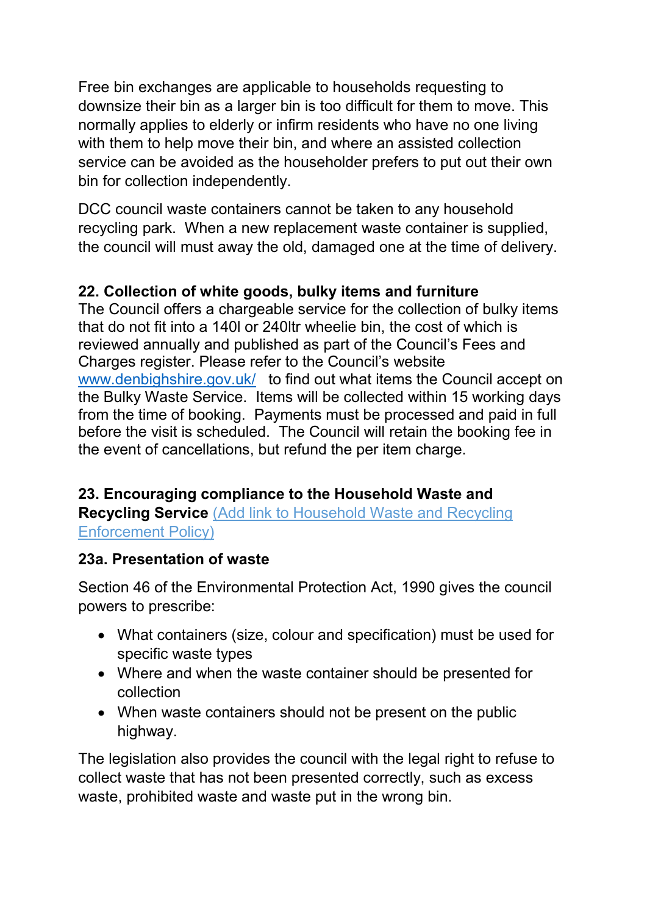Free bin exchanges are applicable to households requesting to downsize their bin as a larger bin is too difficult for them to move. This normally applies to elderly or infirm residents who have no one living with them to help move their bin, and where an assisted collection service can be avoided as the householder prefers to put out their own bin for collection independently.

DCC council waste containers cannot be taken to any household recycling park.  When a new replacement waste container is supplied, the council will must away the old, damaged one at the time of delivery.

## 22. Collection of white goods, bulky items and furniture

The Council offers a chargeable service for the collection of bulky items that do not fit into a 140l or 240ltr wheelie bin, the cost of which is reviewed annually and published as part of the Council's Fees and Charges register. Please refer to the Council's website [www.denbighshire.gov.uk/](www.denbighshire.gov.uk/)  to find out what items the Council accept on the Bulky Waste Service.  Items will be collected within 15 working days from the time of booking.  Payments must be processed and paid in full before the visit is scheduled.  The Council will retain the booking fee in the event of cancellations, but refund the per item charge.

## 23. Encouraging compliance to the Household Waste and Recycling Service (Add link to Household Waste and Recycling Enforcement Policy)

### 23a. Presentation of waste

Section 46 of the Environmental Protection Act, 1990 gives the council powers to prescribe:

- What containers (size, colour and specification) must be used for specific waste types
- Where and when the waste container should be presented for collection
- When waste containers should not be present on the public highway.

The legislation also provides the council with the legal right to refuse to collect waste that has not been presented correctly, such as excess waste, prohibited waste and waste put in the wrong bin.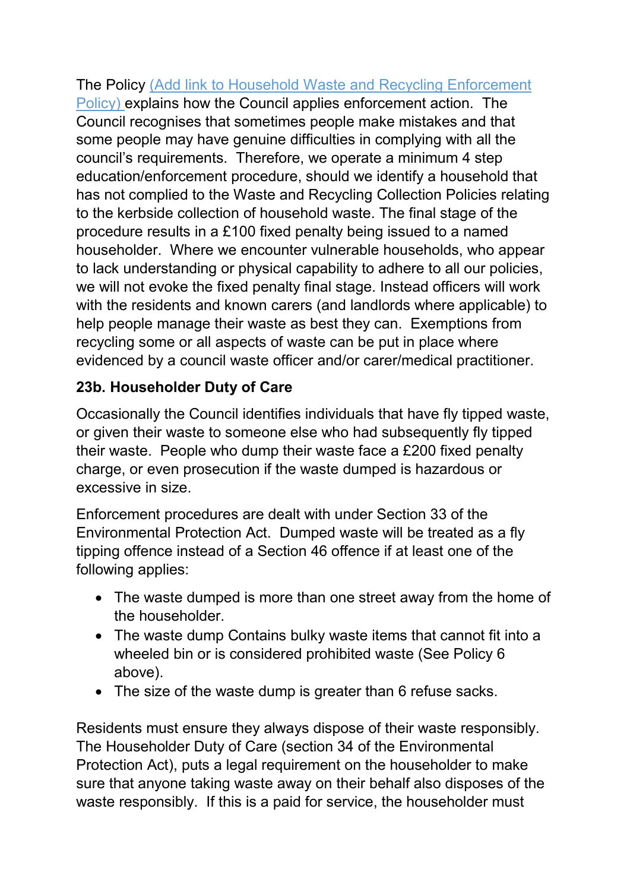The Policy (Add link to Household Waste and Recycling Enforcement Policy) explains how the Council applies enforcement action. The Council recognises that sometimes people make mistakes and that some people may have genuine difficulties in complying with all the council's requirements. Therefore, we operate a minimum 4 step education/enforcement procedure, should we identify a household that has not complied to the Waste and Recycling Collection Policies relating to the kerbside collection of household waste. The final stage of the procedure results in a £100 fixed penalty being issued to a named householder. Where we encounter vulnerable households, who appear to lack understanding or physical capability to adhere to all our policies, we will not evoke the fixed penalty final stage. Instead officers will work with the residents and known carers (and landlords where applicable) to help people manage their waste as best they can. Exemptions from recycling some or all aspects of waste can be put in place where evidenced by a council waste officer and/or carer/medical practitioner.

### 23b. Householder Duty of Care

Occasionally the Council identifies individuals that have fly tipped waste, or given their waste to someone else who had subsequently fly tipped their waste. People who dump their waste face a £200 fixed penalty charge, or even prosecution if the waste dumped is hazardous or excessive in size.

Enforcement procedures are dealt with under Section 33 of the Environmental Protection Act. Dumped waste will be treated as a fly tipping offence instead of a Section 46 offence if at least one of the following applies:

- The waste dumped is more than one street away from the home of the householder.
- The waste dump Contains bulky waste items that cannot fit into a wheeled bin or is considered prohibited waste (See Policy 6 above).
- The size of the waste dump is greater than 6 refuse sacks.

Residents must ensure they always dispose of their waste responsibly. The Householder Duty of Care (section 34 of the Environmental Protection Act), puts a legal requirement on the householder to make sure that anyone taking waste away on their behalf also disposes of the waste responsibly. If this is a paid for service, the householder must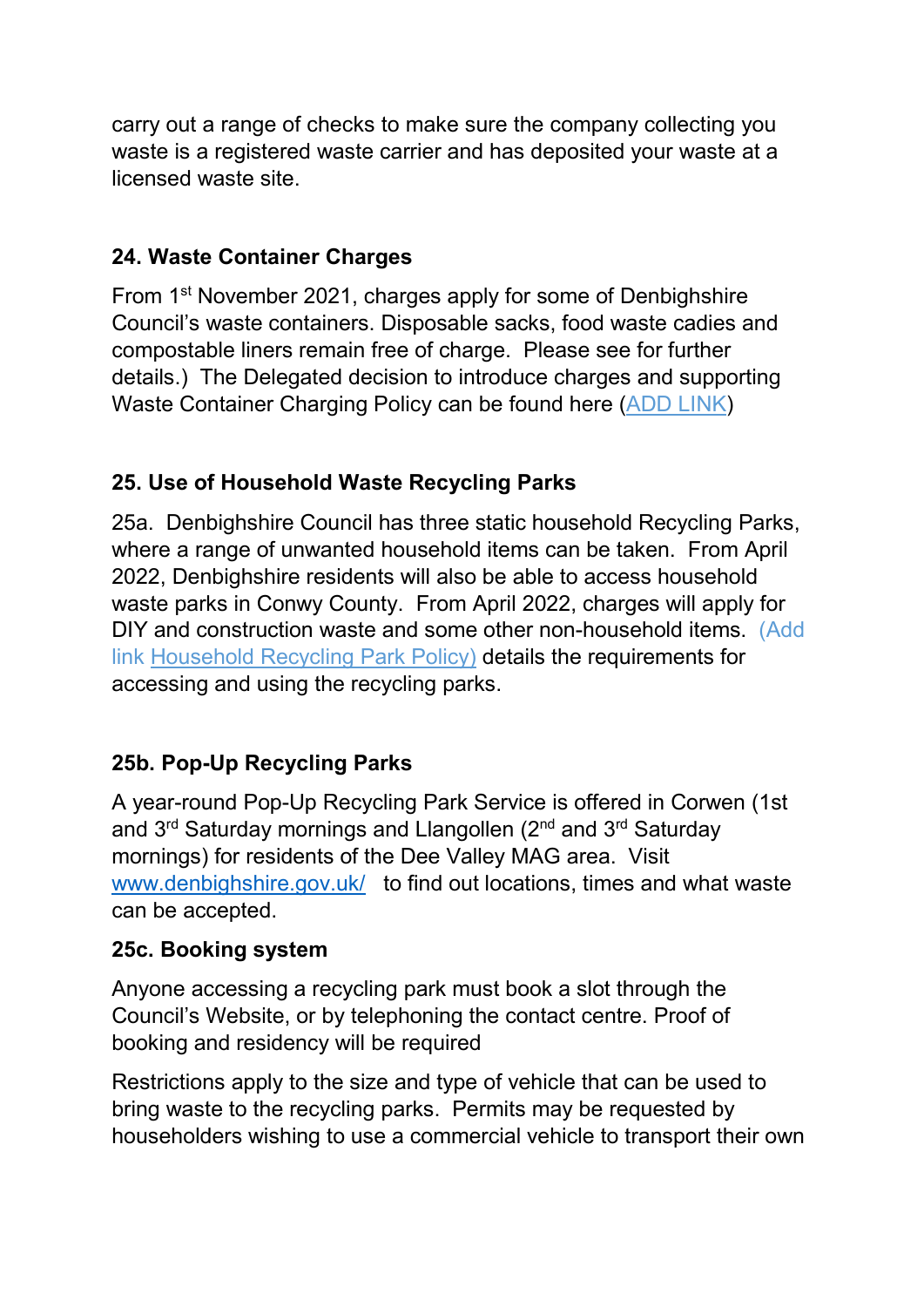carry out a range of checks to make sure the company collecting you waste is a registered waste carrier and has deposited your waste at a licensed waste site.

## 24. Waste Container Charges

From 1st November 2021, charges apply for some of Denbighshire Council's waste containers. Disposable sacks, food waste cadies and compostable liners remain free of charge. Please see for further details.) The Delegated decision to introduce charges and supporting Waste Container Charging Policy can be found here (ADD LINK)

## 25. Use of Household Waste Recycling Parks

25a. Denbighshire Council has three static household Recycling Parks, where a range of unwanted household items can be taken. From April 2022, Denbighshire residents will also be able to access household waste parks in Conwy County. From April 2022, charges will apply for DIY and construction waste and some other non-household items. (Add link Household Recycling Park Policy) details the requirements for accessing and using the recycling parks.

## 25b. Pop-Up Recycling Parks

A year-round Pop-Up Recycling Park Service is offered in Corwen (1st and 3rd Saturday mornings and Llangollen (2nd and 3rd Saturday mornings) for residents of the Dee Valley MAG area. Visit www.denbighshire.gov.uk/ to find out locations, times and what waste can be accepted.

## 25c. Booking system

Anyone accessing a recycling park must book a slot through the Council's Website, or by telephoning the contact centre. Proof of booking and residency will be required

Restrictions apply to the size and type of vehicle that can be used to bring waste to the recycling parks. Permits may be requested by householders wishing to use a commercial vehicle to transport their own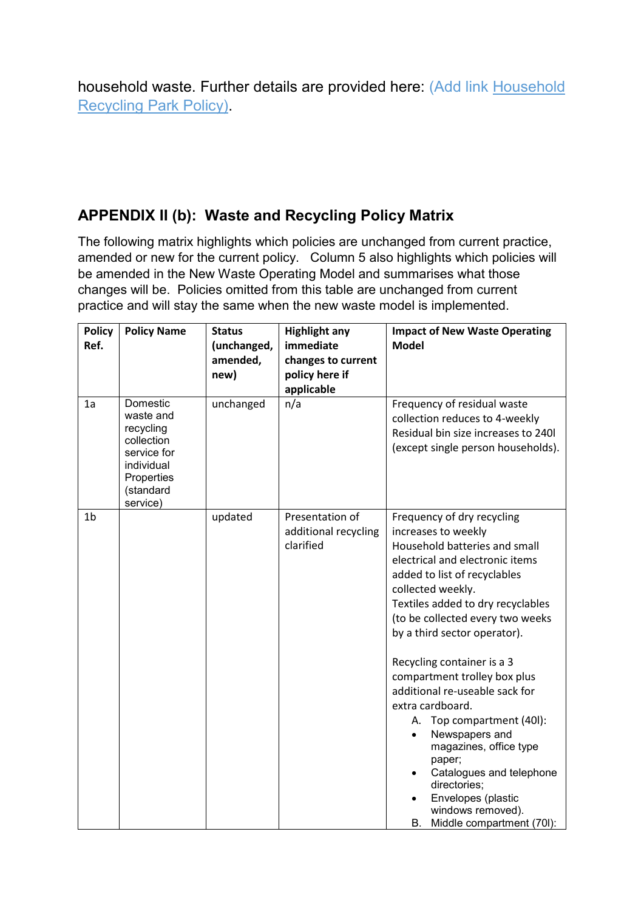household waste. Further details are provided here: (Add link Household Recycling Park Policy).

## APPENDIX II (b): Waste and Recycling Policy Matrix

The following matrix highlights which policies are unchanged from current practice, amended or new for the current policy. Column 5 also highlights which policies will be amended in the New Waste Operating Model and summarises what those changes will be. Policies omitted from this table are unchanged from current practice and will stay the same when the new waste model is implemented.

| Policy Ref. | Policy Name | Status (unchanged, amended, new) | Highlight any immediate changes to current policy here if applicable | Impact of New Waste Operating Model |
|---|---|---|---|---|
| 1a | Domestic waste and recycling collection service for individual Properties (standard service) | unchanged | n/a | Frequency of residual waste collection reduces to 4-weekly<br>Residual bin size increases to 240l (except single person households). |
| 1b | | updated | Presentation of additional recycling clarified | Frequency of dry recycling increases to weekly<br>Household batteries and small electrical and electronic items added to list of recyclables collected weekly.<br>Textiles added to dry recyclables (to be collected every two weeks by a third sector operator).<br><br>Recycling container is a 3 compartment trolley box plus additional re-useable sack for extra cardboard.<br>A. Top compartment (40l):<br>• Newspapers and magazines, office type paper;<br>• Catalogues and telephone directories;<br>• Envelopes (plastic windows removed).<br>B. Middle compartment (70l): |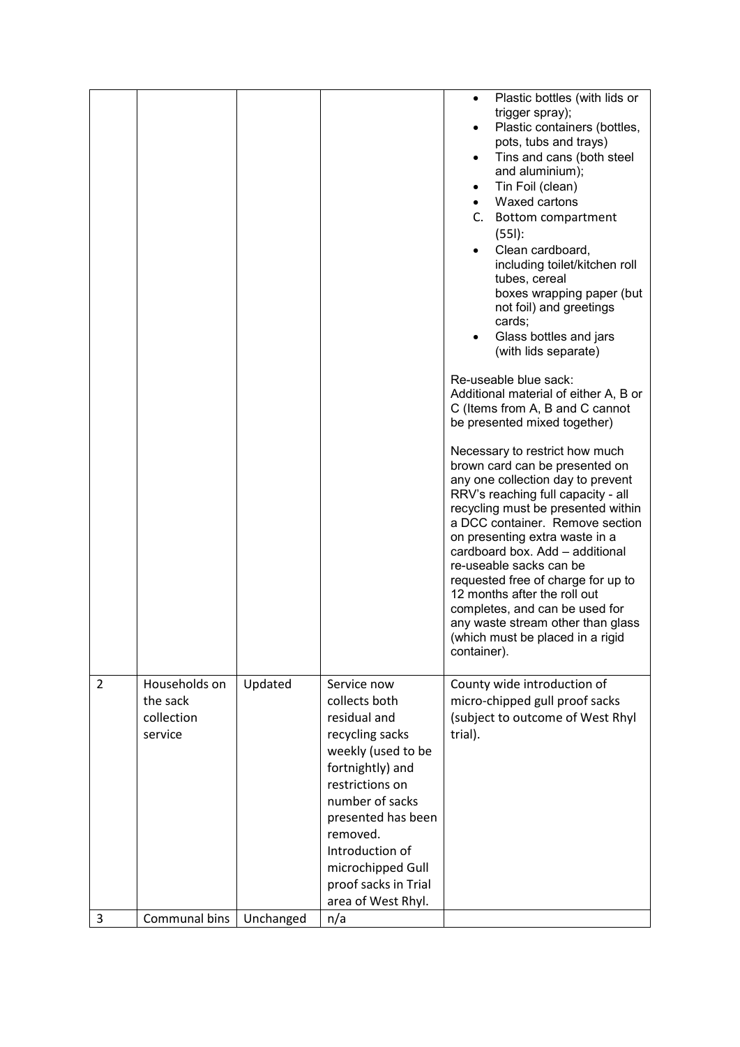| | | | | |
|---|---|---|---|---|
| | | | | • Plastic bottles (with lids or trigger spray);<br>• Plastic containers (bottles, pots, tubs and trays)<br>• Tins and cans (both steel and aluminium);<br>• Tin Foil (clean)<br>• Waxed cartons<br>C. Bottom compartment (55l):<br>• Clean cardboard, including toilet/kitchen roll tubes, cereal boxes wrapping paper (but not foil) and greetings cards;<br>• Glass bottles and jars (with lids separate)<br><br>Re-useable blue sack:<br>Additional material of either A, B or C (Items from A, B and C cannot be presented mixed together)<br><br>Necessary to restrict how much brown card can be presented on any one collection day to prevent RRV's reaching full capacity - all recycling must be presented within a DCC container. Remove section on presenting extra waste in a cardboard box. Add – additional re-useable sacks can be requested free of charge for up to 12 months after the roll out completes, and can be used for any waste stream other than glass (which must be placed in a rigid container). |
| 2 | Households on the sack collection service | Updated | Service now collects both residual and recycling sacks weekly (used to be fortnightly) and restrictions on number of sacks presented has been removed. Introduction of microchipped Gull proof sacks in Trial area of West Rhyl. | County wide introduction of micro-chipped gull proof sacks (subject to outcome of West Rhyl trial). |
| 3 | Communal bins | Unchanged | n/a | |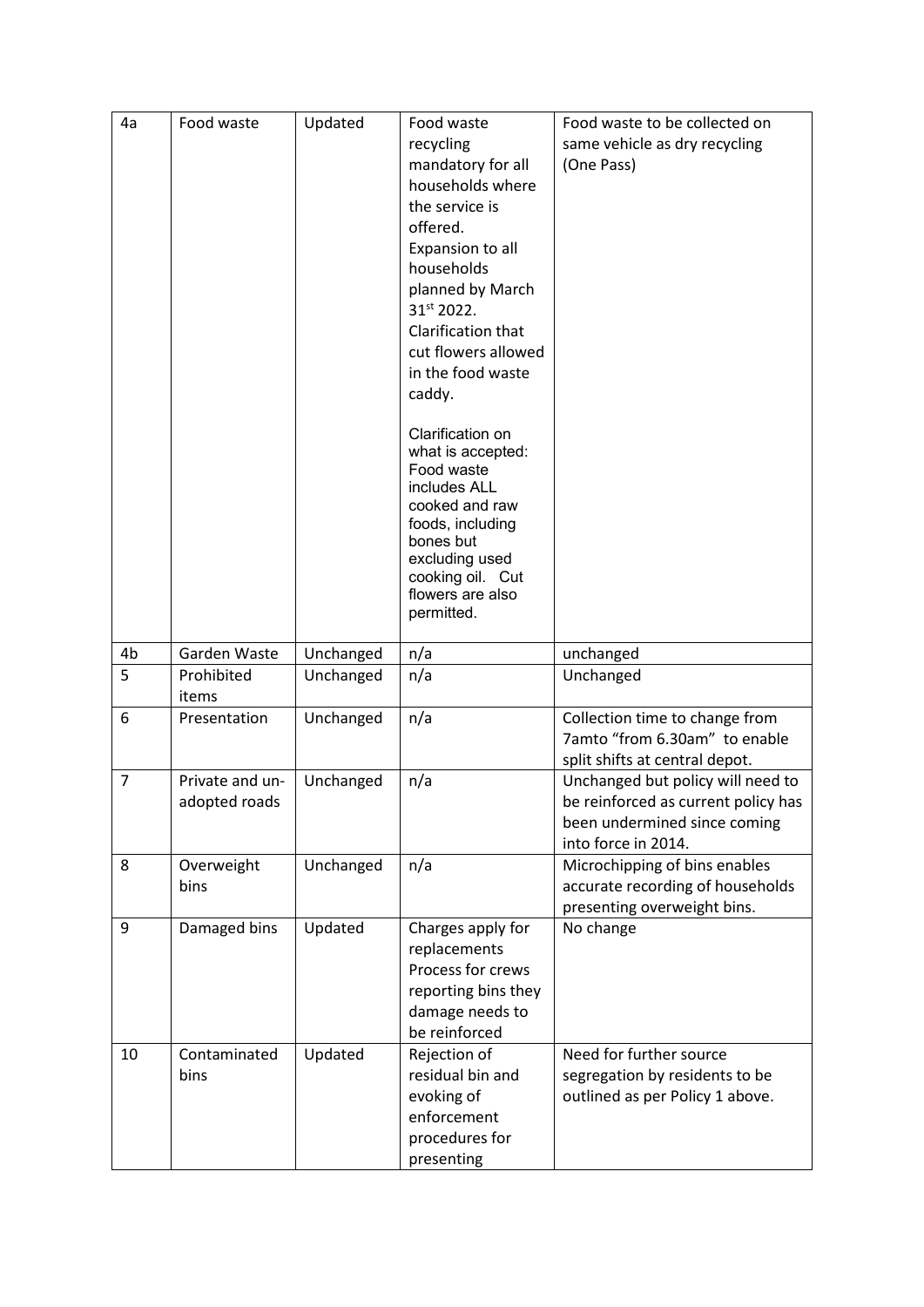| 4a | Food waste | Updated | Food waste recycling mandatory for all households where the service is offered. Expansion to all households planned by March 31st 2022. Clarification that cut flowers allowed in the food waste caddy.<br><br>Clarification on what is accepted: Food waste includes ALL cooked and raw foods, including bones but excluding used cooking oil. Cut flowers are also permitted. | Food waste to be collected on same vehicle as dry recycling (One Pass) |
|---|---|---|---|---|
| 4b | Garden Waste | Unchanged | n/a | unchanged |
| 5 | Prohibited items | Unchanged | n/a | Unchanged |
| 6 | Presentation | Unchanged | n/a | Collection time to change from 7amto "from 6.30am" to enable split shifts at central depot. |
| 7 | Private and un-adopted roads | Unchanged | n/a | Unchanged but policy will need to be reinforced as current policy has been undermined since coming into force in 2014. |
| 8 | Overweight bins | Unchanged | n/a | Microchipping of bins enables accurate recording of households presenting overweight bins. |
| 9 | Damaged bins | Updated | Charges apply for replacements Process for crews reporting bins they damage needs to be reinforced | No change |
| 10 | Contaminated bins | Updated | Rejection of residual bin and evoking of enforcement procedures for presenting | Need for further source segregation by residents to be outlined as per Policy 1 above. |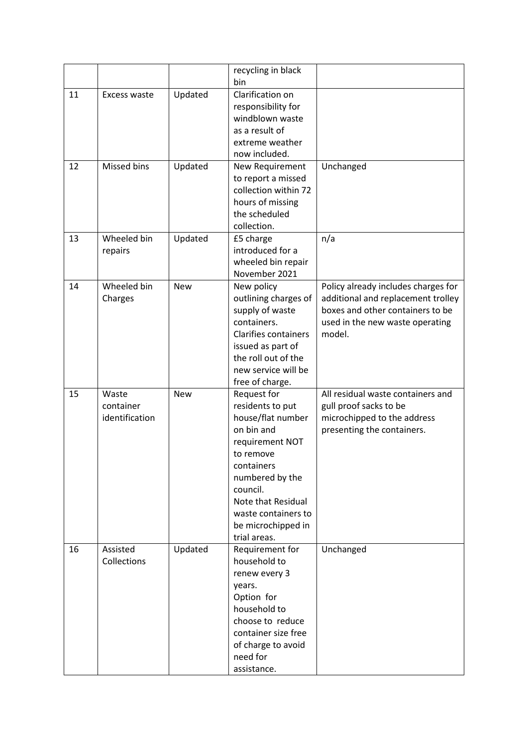| | | | | |
|---|---|---|---|---|
| | | | recycling in black bin | |
| 11 | Excess waste | Updated | Clarification on responsibility for windblown waste as a result of extreme weather now included. | |
| 12 | Missed bins | Updated | New Requirement to report a missed collection within 72 hours of missing the scheduled collection. | Unchanged |
| 13 | Wheeled bin repairs | Updated | £5 charge introduced for a wheeled bin repair November 2021 | n/a |
| 14 | Wheeled bin Charges | New | New policy outlining charges of supply of waste containers. Clarifies containers issued as part of the roll out of the new service will be free of charge. | Policy already includes charges for additional and replacement trolley boxes and other containers to be used in the new waste operating model. |
| 15 | Waste container identification | New | Request for residents to put house/flat number on bin and requirement NOT to remove containers numbered by the council. Note that Residual waste containers to be microchipped in trial areas. | All residual waste containers and gull proof sacks to be microchipped to the address presenting the containers. |
| 16 | Assisted Collections | Updated | Requirement for household to renew every 3 years. Option for household to choose to reduce container size free of charge to avoid need for assistance. | Unchanged |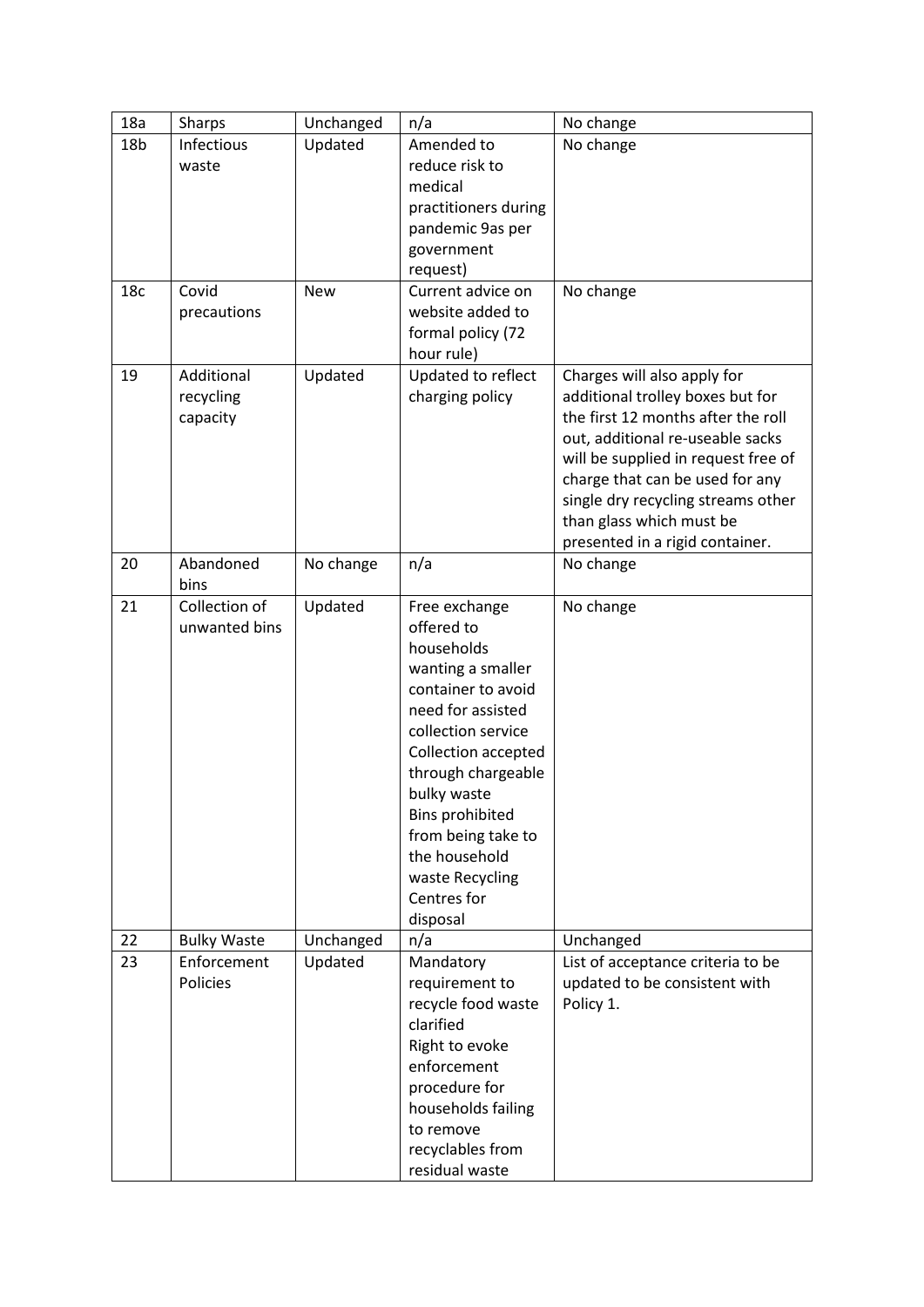| 18a | Sharps | Unchanged | n/a | No change |
|---|---|---|---|---|
| 18b | Infectious waste | Updated | Amended to reduce risk to medical practitioners during pandemic 9as per government request) | No change |
| 18c | Covid precautions | New | Current advice on website added to formal policy (72 hour rule) | No change |
| 19 | Additional recycling capacity | Updated | Updated to reflect charging policy | Charges will also apply for additional trolley boxes but for the first 12 months after the roll out, additional re-useable sacks will be supplied in request free of charge that can be used for any single dry recycling streams other than glass which must be presented in a rigid container. |
| 20 | Abandoned bins | No change | n/a | No change |
| 21 | Collection of unwanted bins | Updated | Free exchange offered to households wanting a smaller container to avoid need for assisted collection service Collection accepted through chargeable bulky waste Bins prohibited from being take to the household waste Recycling Centres for disposal | No change |
| 22 | Bulky Waste | Unchanged | n/a | Unchanged |
| 23 | Enforcement Policies | Updated | Mandatory requirement to recycle food waste clarified Right to evoke enforcement procedure for households failing to remove recyclables from residual waste | List of acceptance criteria to be updated to be consistent with Policy 1. |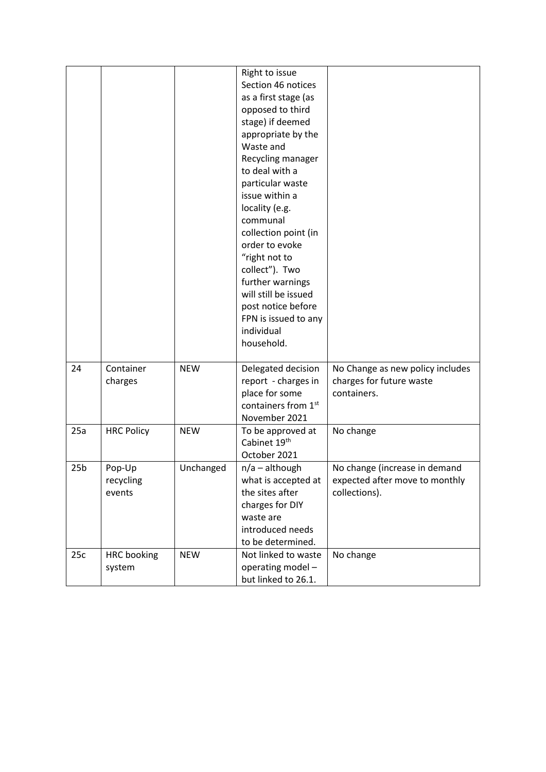| | | | | |
|---|---|---|---|---|
| | | | Right to issue Section 46 notices as a first stage (as opposed to third stage) if deemed appropriate by the Waste and Recycling manager to deal with a particular waste issue within a locality (e.g. communal collection point (in order to evoke "right not to collect"). Two further warnings will still be issued post notice before FPN is issued to any individual household. | |
| 24 | Container charges | NEW | Delegated decision report - charges in place for some containers from 1st November 2021 | No Change as new policy includes charges for future waste containers. |
| 25a | HRC Policy | NEW | To be approved at Cabinet 19th October 2021 | No change |
| 25b | Pop-Up recycling events | Unchanged | n/a – although what is accepted at the sites after charges for DIY waste are introduced needs to be determined. | No change (increase in demand expected after move to monthly collections). |
| 25c | HRC booking system | NEW | Not linked to waste operating model – but linked to 26.1. | No change |